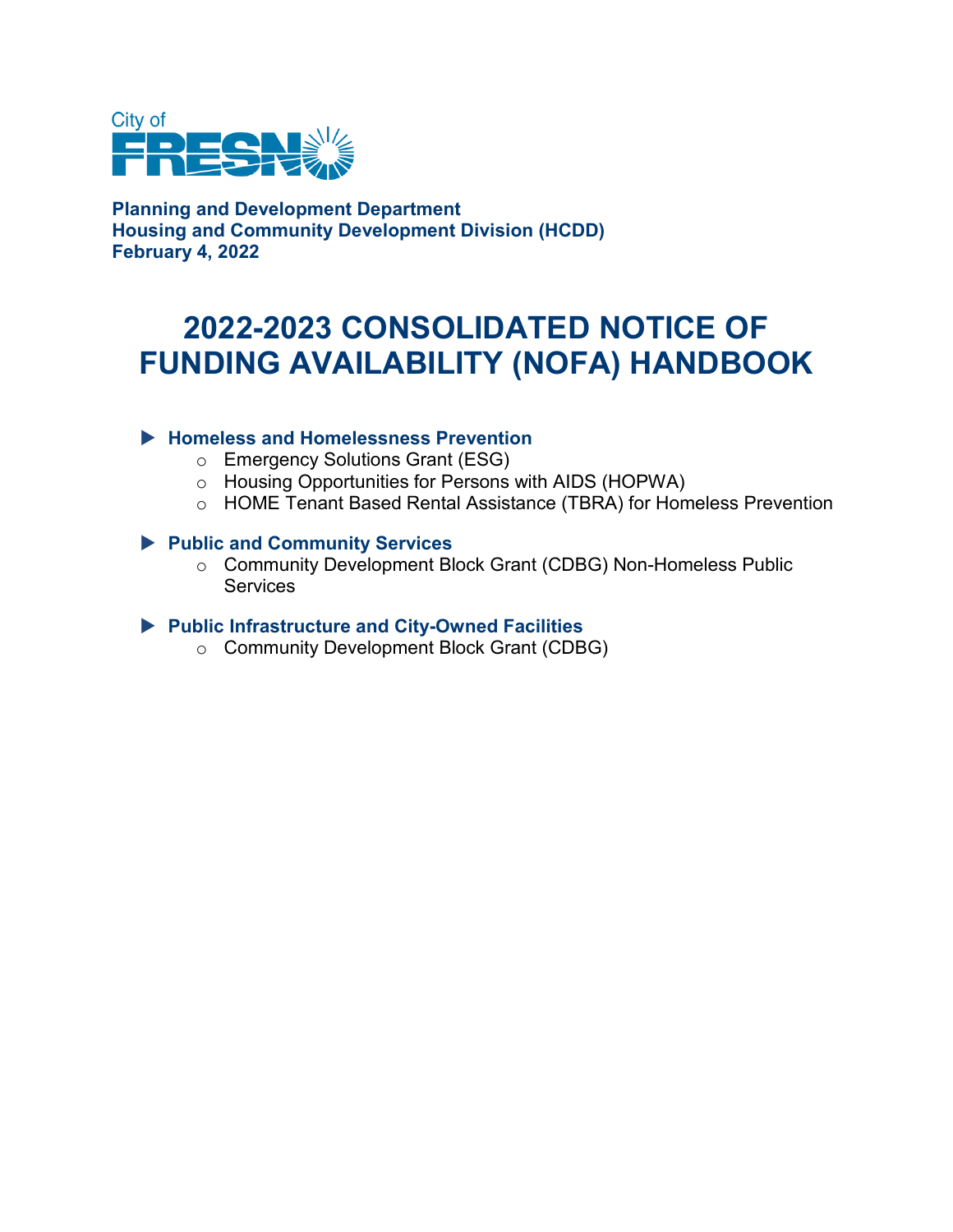City of FRESNO

**Planning and Development Department**
**Housing and Community Development Division (HCDD)**
**February 4, 2022**

# 2022-2023 CONSOLIDATED NOTICE OF FUNDING AVAILABILITY (NOFA) HANDBOOK

- **Homeless and Homelessness Prevention**
  - Emergency Solutions Grant (ESG)
  - Housing Opportunities for Persons with AIDS (HOPWA)
  - HOME Tenant Based Rental Assistance (TBRA) for Homeless Prevention

- **Public and Community Services**
  - Community Development Block Grant (CDBG) Non-Homeless Public Services

- **Public Infrastructure and City-Owned Facilities**
  - Community Development Block Grant (CDBG)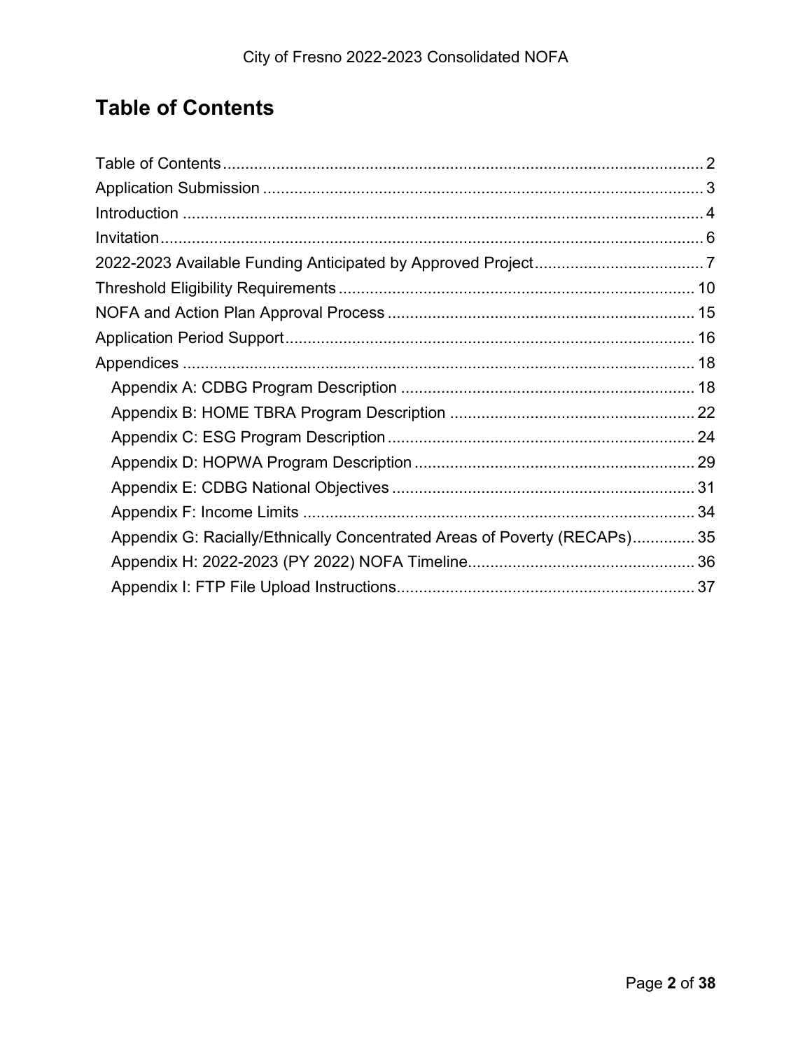# Table of Contents

- Table of Contents .......... 2
- Application Submission .......... 3
- Introduction .......... 4
- Invitation .......... 6
- 2022-2023 Available Funding Anticipated by Approved Project .......... 7
- Threshold Eligibility Requirements .......... 10
- NOFA and Action Plan Approval Process .......... 15
- Application Period Support .......... 16
- Appendices .......... 18
  - Appendix A: CDBG Program Description .......... 18
  - Appendix B: HOME TBRA Program Description .......... 22
  - Appendix C: ESG Program Description .......... 24
  - Appendix D: HOPWA Program Description .......... 29
  - Appendix E: CDBG National Objectives .......... 31
  - Appendix F: Income Limits .......... 34
  - Appendix G: Racially/Ethnically Concentrated Areas of Poverty (RECAPs) .......... 35
  - Appendix H: 2022-2023 (PY 2022) NOFA Timeline .......... 36
  - Appendix I: FTP File Upload Instructions .......... 37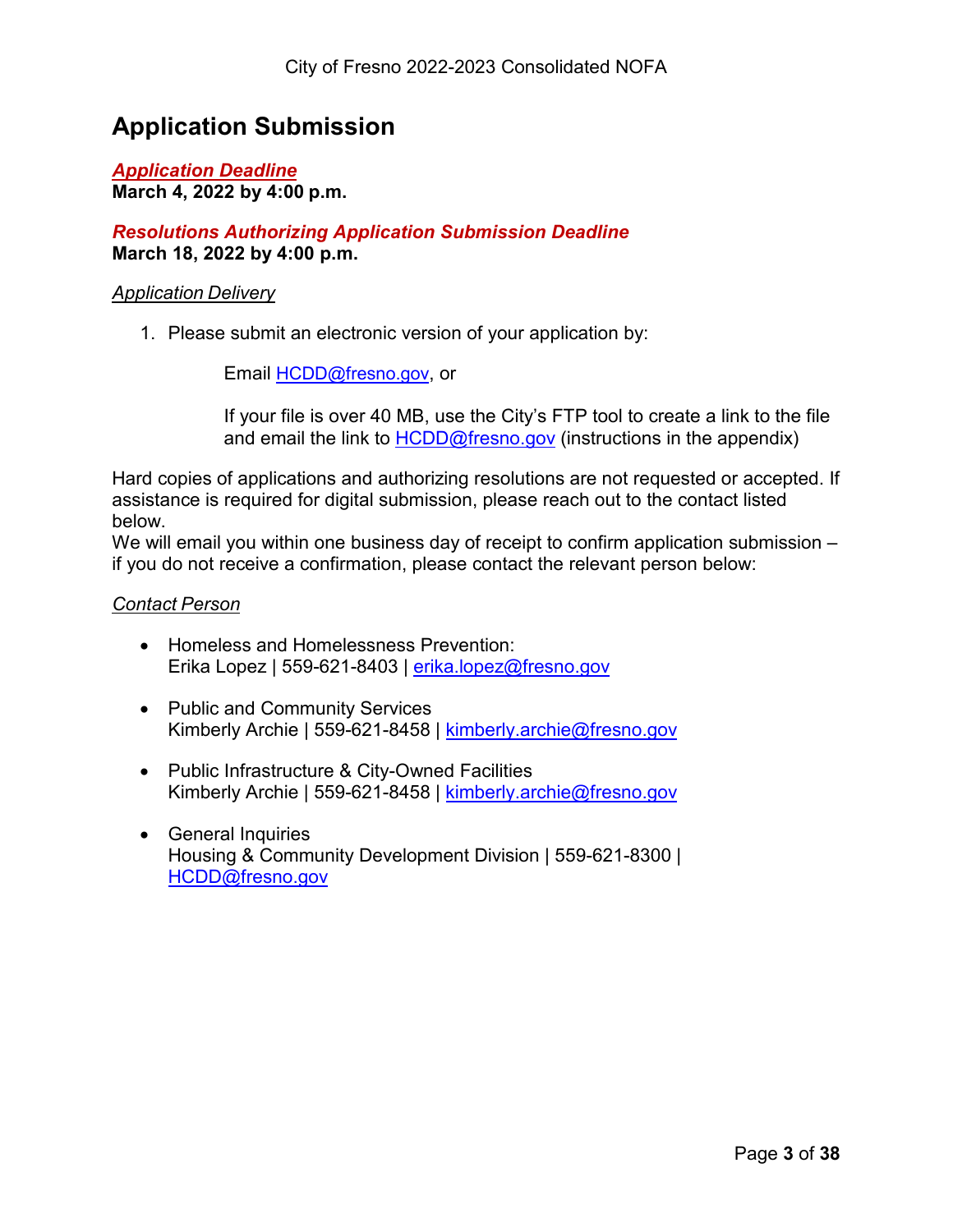# Application Submission

***Application Deadline***
**March 4, 2022 by 4:00 p.m.**

***Resolutions Authorizing Application Submission Deadline***
**March 18, 2022 by 4:00 p.m.**

*Application Delivery*

1. Please submit an electronic version of your application by:

   Email HCDD@fresno.gov, or

   If your file is over 40 MB, use the City's FTP tool to create a link to the file and email the link to HCDD@fresno.gov (instructions in the appendix)

Hard copies of applications and authorizing resolutions are not requested or accepted. If assistance is required for digital submission, please reach out to the contact listed below.
We will email you within one business day of receipt to confirm application submission – if you do not receive a confirmation, please contact the relevant person below:

*Contact Person*

- Homeless and Homelessness Prevention:
  Erika Lopez | 559-621-8403 | erika.lopez@fresno.gov

- Public and Community Services
  Kimberly Archie | 559-621-8458 | kimberly.archie@fresno.gov

- Public Infrastructure & City-Owned Facilities
  Kimberly Archie | 559-621-8458 | kimberly.archie@fresno.gov

- General Inquiries
  Housing & Community Development Division | 559-621-8300 | HCDD@fresno.gov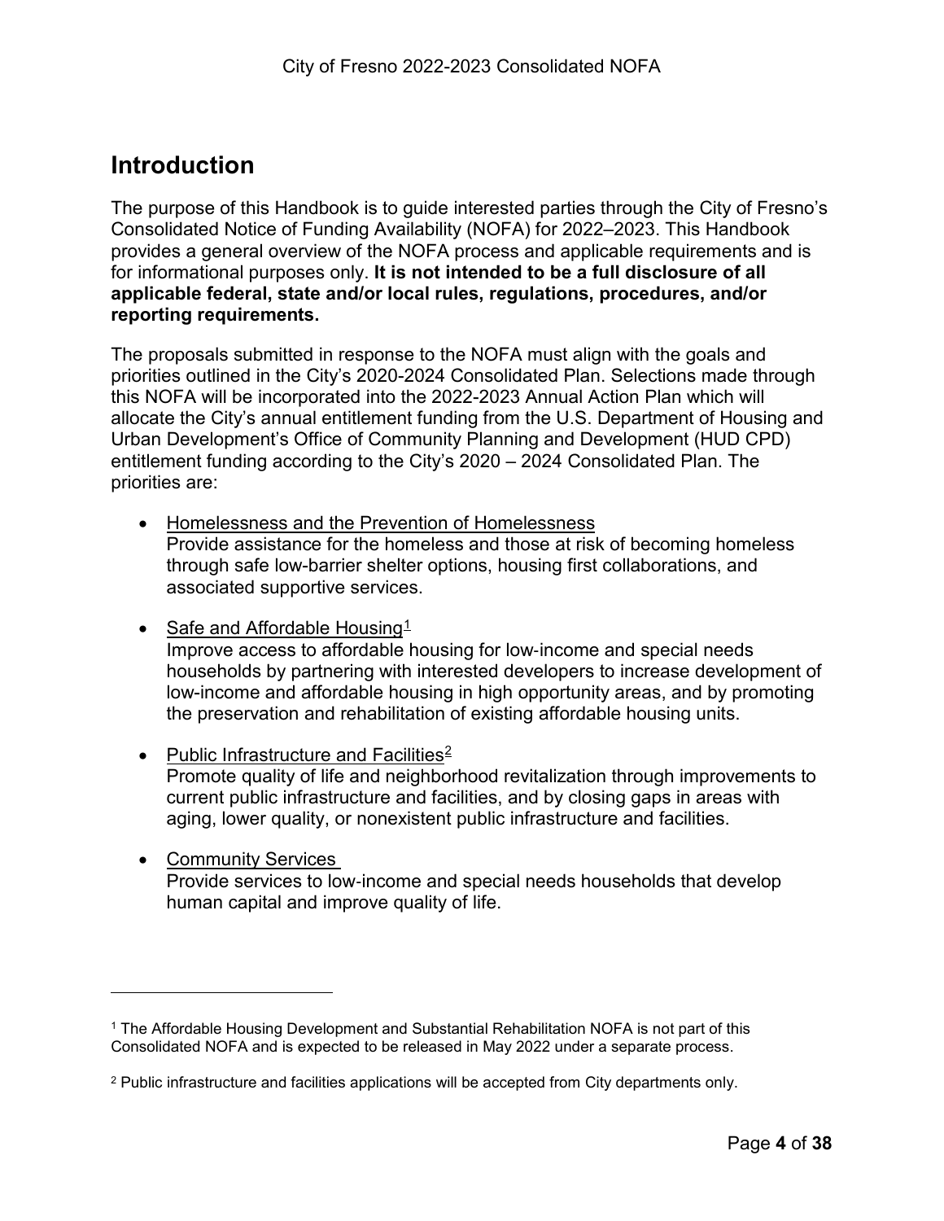## Introduction

The purpose of this Handbook is to guide interested parties through the City of Fresno's Consolidated Notice of Funding Availability (NOFA) for 2022–2023. This Handbook provides a general overview of the NOFA process and applicable requirements and is for informational purposes only. **It is not intended to be a full disclosure of all applicable federal, state and/or local rules, regulations, procedures, and/or reporting requirements.**

The proposals submitted in response to the NOFA must align with the goals and priorities outlined in the City's 2020-2024 Consolidated Plan. Selections made through this NOFA will be incorporated into the 2022-2023 Annual Action Plan which will allocate the City's annual entitlement funding from the U.S. Department of Housing and Urban Development's Office of Community Planning and Development (HUD CPD) entitlement funding according to the City's 2020 – 2024 Consolidated Plan. The priorities are:

- Homelessness and the Prevention of Homelessness
  Provide assistance for the homeless and those at risk of becoming homeless through safe low-barrier shelter options, housing first collaborations, and associated supportive services.
- Safe and Affordable Housing[1]
  Improve access to affordable housing for low-income and special needs households by partnering with interested developers to increase development of low-income and affordable housing in high opportunity areas, and by promoting the preservation and rehabilitation of existing affordable housing units.
- Public Infrastructure and Facilities[2]
  Promote quality of life and neighborhood revitalization through improvements to current public infrastructure and facilities, and by closing gaps in areas with aging, lower quality, or nonexistent public infrastructure and facilities.
- Community Services
  Provide services to low-income and special needs households that develop human capital and improve quality of life.

---

[1] The Affordable Housing Development and Substantial Rehabilitation NOFA is not part of this Consolidated NOFA and is expected to be released in May 2022 under a separate process.

[2] Public infrastructure and facilities applications will be accepted from City departments only.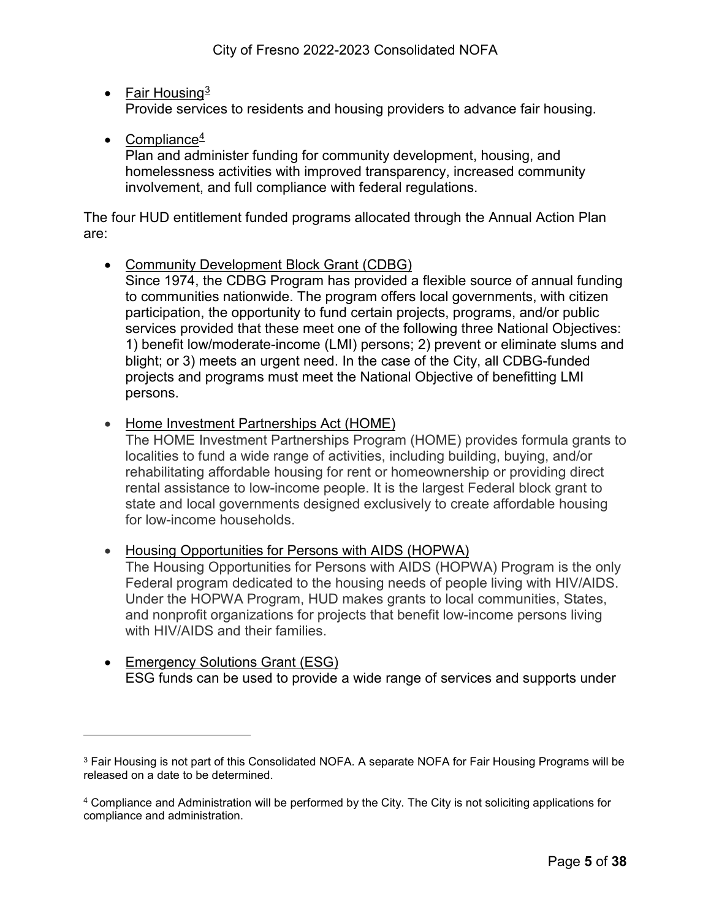- Fair Housing[3]
  Provide services to residents and housing providers to advance fair housing.

- Compliance[4]
  Plan and administer funding for community development, housing, and homelessness activities with improved transparency, increased community involvement, and full compliance with federal regulations.

The four HUD entitlement funded programs allocated through the Annual Action Plan are:

- Community Development Block Grant (CDBG)
  Since 1974, the CDBG Program has provided a flexible source of annual funding to communities nationwide. The program offers local governments, with citizen participation, the opportunity to fund certain projects, programs, and/or public services provided that these meet one of the following three National Objectives: 1) benefit low/moderate-income (LMI) persons; 2) prevent or eliminate slums and blight; or 3) meets an urgent need. In the case of the City, all CDBG-funded projects and programs must meet the National Objective of benefitting LMI persons.

- Home Investment Partnerships Act (HOME)
  The HOME Investment Partnerships Program (HOME) provides formula grants to localities to fund a wide range of activities, including building, buying, and/or rehabilitating affordable housing for rent or homeownership or providing direct rental assistance to low-income people. It is the largest Federal block grant to state and local governments designed exclusively to create affordable housing for low-income households.

- Housing Opportunities for Persons with AIDS (HOPWA)
  The Housing Opportunities for Persons with AIDS (HOPWA) Program is the only Federal program dedicated to the housing needs of people living with HIV/AIDS. Under the HOPWA Program, HUD makes grants to local communities, States, and nonprofit organizations for projects that benefit low-income persons living with HIV/AIDS and their families.

- Emergency Solutions Grant (ESG)
  ESG funds can be used to provide a wide range of services and supports under

---

[3] Fair Housing is not part of this Consolidated NOFA. A separate NOFA for Fair Housing Programs will be released on a date to be determined.

[4] Compliance and Administration will be performed by the City. The City is not soliciting applications for compliance and administration.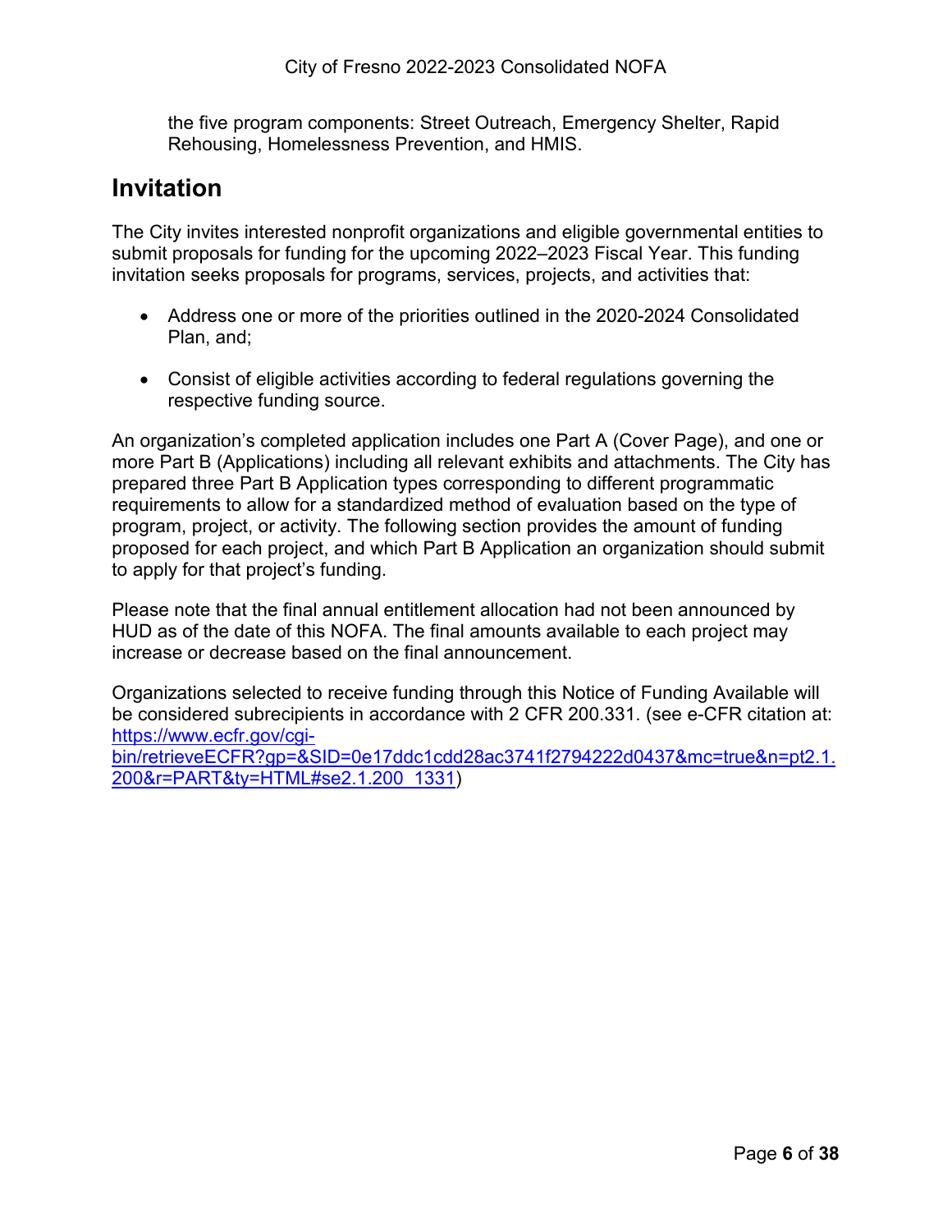the five program components: Street Outreach, Emergency Shelter, Rapid Rehousing, Homelessness Prevention, and HMIS.

## Invitation

The City invites interested nonprofit organizations and eligible governmental entities to submit proposals for funding for the upcoming 2022–2023 Fiscal Year. This funding invitation seeks proposals for programs, services, projects, and activities that:

- Address one or more of the priorities outlined in the 2020-2024 Consolidated Plan, and;
- Consist of eligible activities according to federal regulations governing the respective funding source.

An organization's completed application includes one Part A (Cover Page), and one or more Part B (Applications) including all relevant exhibits and attachments. The City has prepared three Part B Application types corresponding to different programmatic requirements to allow for a standardized method of evaluation based on the type of program, project, or activity. The following section provides the amount of funding proposed for each project, and which Part B Application an organization should submit to apply for that project's funding.

Please note that the final annual entitlement allocation had not been announced by HUD as of the date of this NOFA. The final amounts available to each project may increase or decrease based on the final announcement.

Organizations selected to receive funding through this Notice of Funding Available will be considered subrecipients in accordance with 2 CFR 200.331. (see e-CFR citation at: [https://www.ecfr.gov/cgi-bin/retrieveECFR?gp=&SID=0e17ddc1cdd28ac3741f2794222d0437&mc=true&n=pt2.1.200&r=PART&ty=HTML#se2.1.200_1331](https://www.ecfr.gov/cgi-bin/retrieveECFR?gp=&SID=0e17ddc1cdd28ac3741f2794222d0437&mc=true&n=pt2.1.200&r=PART&ty=HTML#se2.1.200_1331))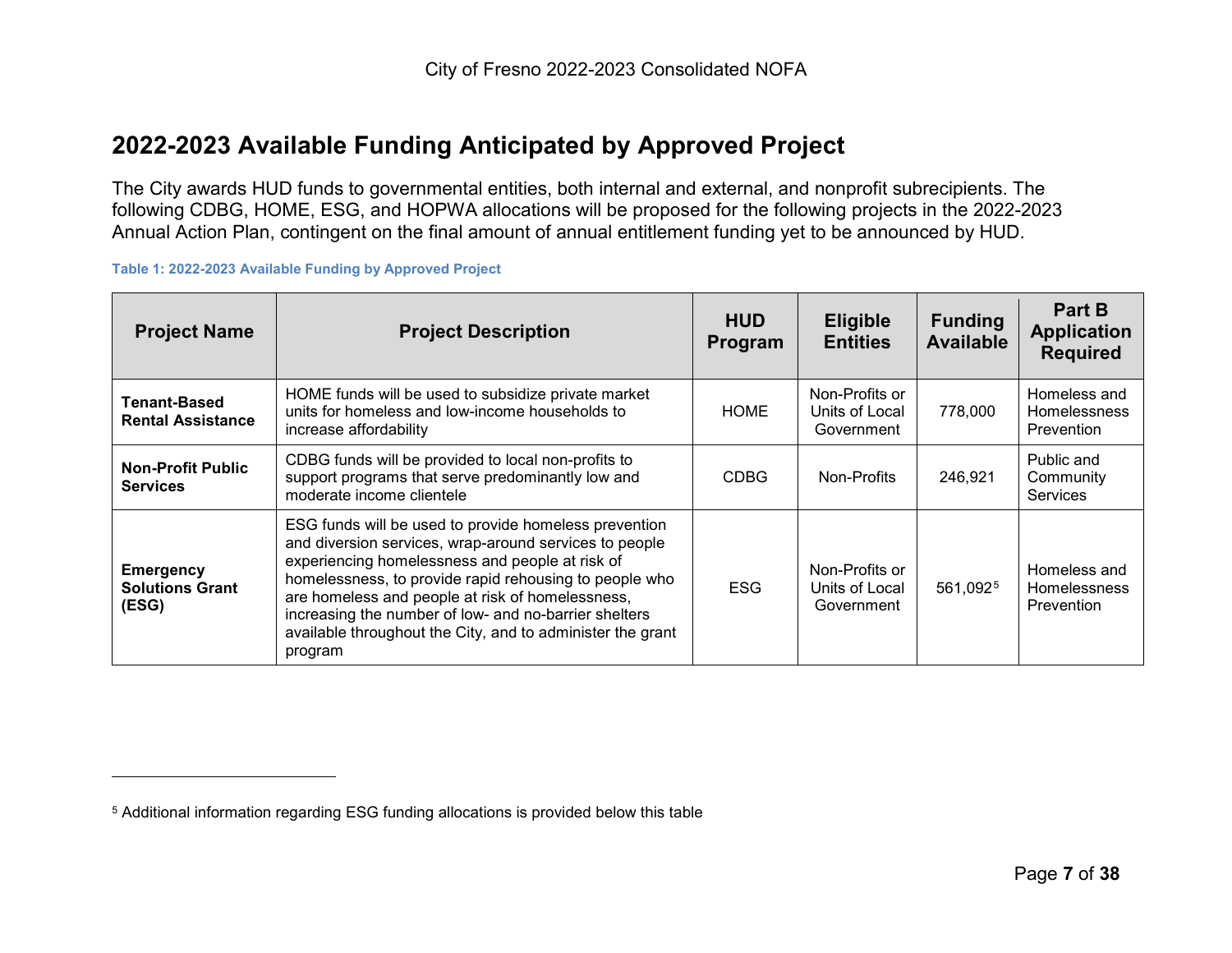## 2022-2023 Available Funding Anticipated by Approved Project

The City awards HUD funds to governmental entities, both internal and external, and nonprofit subrecipients. The following CDBG, HOME, ESG, and HOPWA allocations will be proposed for the following projects in the 2022-2023 Annual Action Plan, contingent on the final amount of annual entitlement funding yet to be announced by HUD.

**Table 1: 2022-2023 Available Funding by Approved Project**

| Project Name | Project Description | HUD Program | Eligible Entities | Funding Available | Part B Application Required |
|---|---|---|---|---|---|
| **Tenant-Based Rental Assistance** | HOME funds will be used to subsidize private market units for homeless and low-income households to increase affordability | HOME | Non-Profits or Units of Local Government | 778,000 | Homeless and Homelessness Prevention |
| **Non-Profit Public Services** | CDBG funds will be provided to local non-profits to support programs that serve predominantly low and moderate income clientele | CDBG | Non-Profits | 246,921 | Public and Community Services |
| **Emergency Solutions Grant (ESG)** | ESG funds will be used to provide homeless prevention and diversion services, wrap-around services to people experiencing homelessness and people at risk of homelessness, to provide rapid rehousing to people who are homeless and people at risk of homelessness, increasing the number of low- and no-barrier shelters available throughout the City, and to administer the grant program | ESG | Non-Profits or Units of Local Government | 561,092[5] | Homeless and Homelessness Prevention |

[5] Additional information regarding ESG funding allocations is provided below this table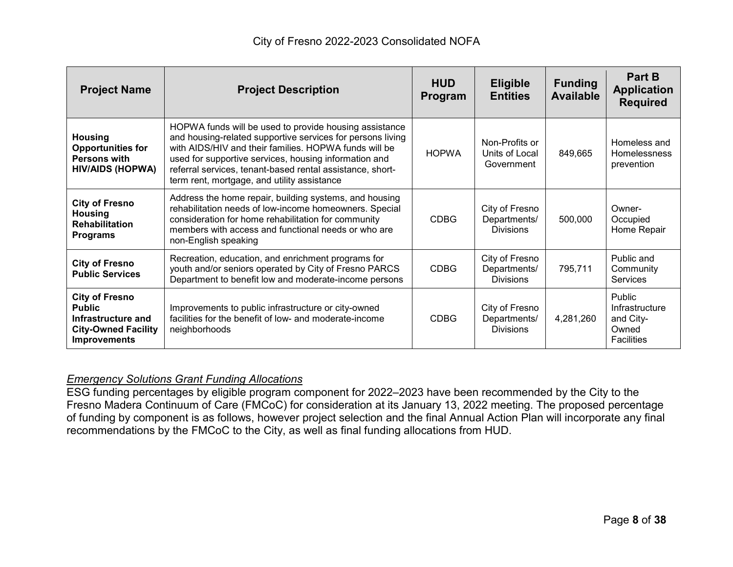| Project Name | Project Description | HUD Program | Eligible Entities | Funding Available | Part B Application Required |
|---|---|---|---|---|---|
| **Housing Opportunities for Persons with HIV/AIDS (HOPWA)** | HOPWA funds will be used to provide housing assistance and housing-related supportive services for persons living with AIDS/HIV and their families. HOPWA funds will be used for supportive services, housing information and referral services, tenant-based rental assistance, short-term rent, mortgage, and utility assistance | HOPWA | Non-Profits or Units of Local Government | 849,665 | Homeless and Homelessness prevention |
| **City of Fresno Housing Rehabilitation Programs** | Address the home repair, building systems, and housing rehabilitation needs of low-income homeowners. Special consideration for home rehabilitation for community members with access and functional needs or who are non-English speaking | CDBG | City of Fresno Departments/ Divisions | 500,000 | Owner-Occupied Home Repair |
| **City of Fresno Public Services** | Recreation, education, and enrichment programs for youth and/or seniors operated by City of Fresno PARCS Department to benefit low and moderate-income persons | CDBG | City of Fresno Departments/ Divisions | 795,711 | Public and Community Services |
| **City of Fresno Public Infrastructure and City-Owned Facility Improvements** | Improvements to public infrastructure or city-owned facilities for the benefit of low- and moderate-income neighborhoods | CDBG | City of Fresno Departments/ Divisions | 4,281,260 | Public Infrastructure and City-Owned Facilities |

*Emergency Solutions Grant Funding Allocations*

ESG funding percentages by eligible program component for 2022–2023 have been recommended by the City to the Fresno Madera Continuum of Care (FMCoC) for consideration at its January 13, 2022 meeting. The proposed percentage of funding by component is as follows, however project selection and the final Annual Action Plan will incorporate any final recommendations by the FMCoC to the City, as well as final funding allocations from HUD.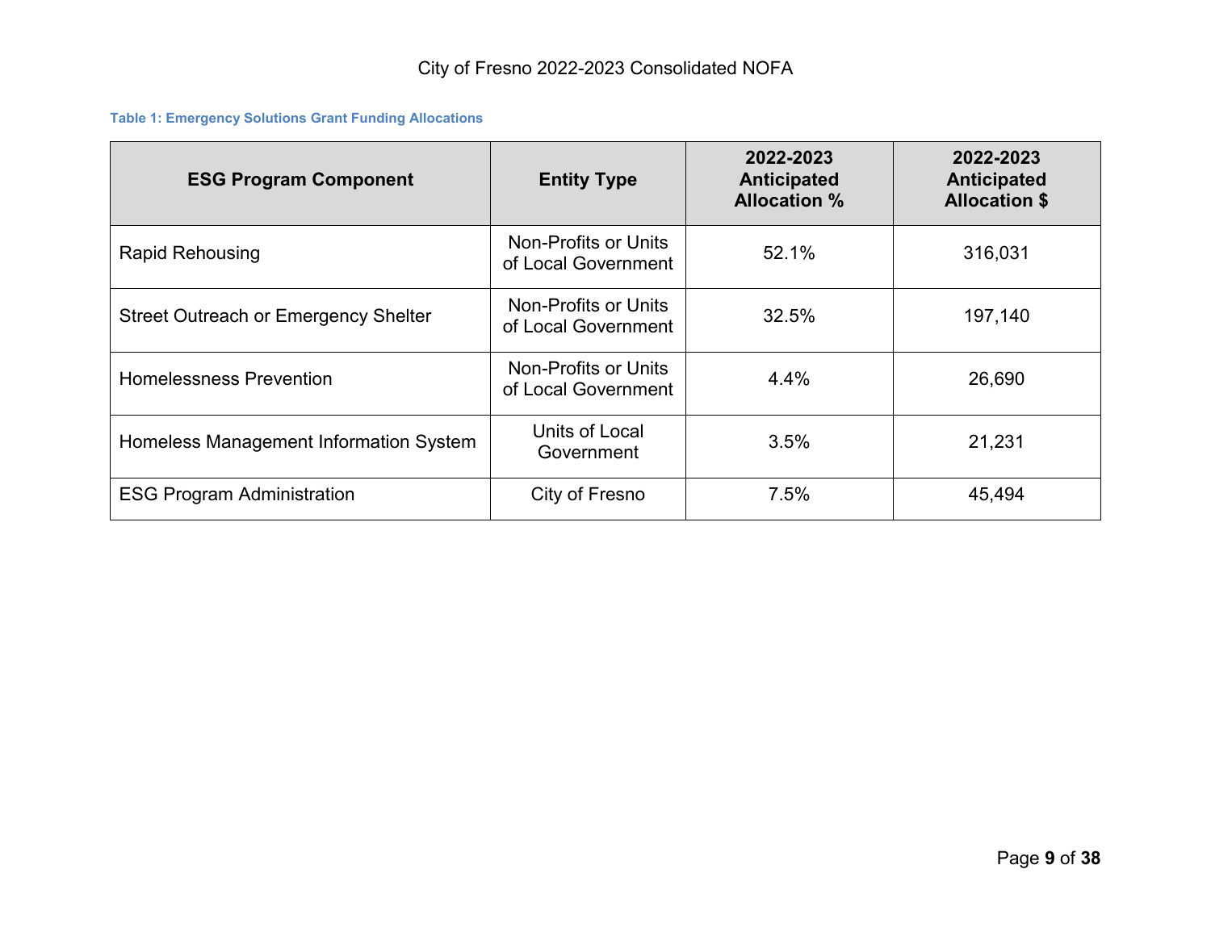**Table 1: Emergency Solutions Grant Funding Allocations**

| ESG Program Component | Entity Type | 2022-2023 Anticipated Allocation % | 2022-2023 Anticipated Allocation $ |
|---|---|---|---|
| Rapid Rehousing | Non-Profits or Units of Local Government | 52.1% | 316,031 |
| Street Outreach or Emergency Shelter | Non-Profits or Units of Local Government | 32.5% | 197,140 |
| Homelessness Prevention | Non-Profits or Units of Local Government | 4.4% | 26,690 |
| Homeless Management Information System | Units of Local Government | 3.5% | 21,231 |
| ESG Program Administration | City of Fresno | 7.5% | 45,494 |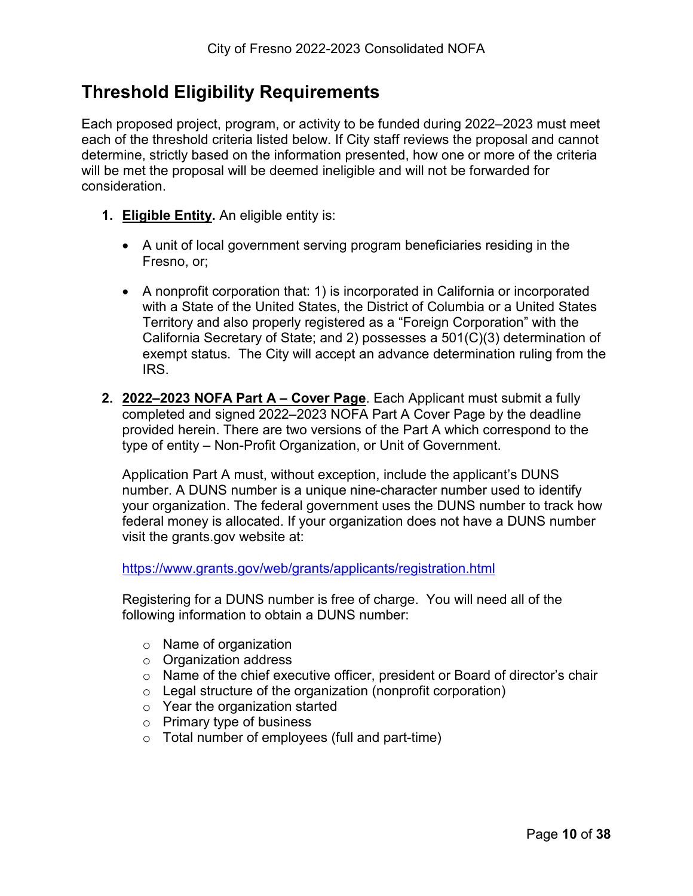## Threshold Eligibility Requirements

Each proposed project, program, or activity to be funded during 2022–2023 must meet each of the threshold criteria listed below. If City staff reviews the proposal and cannot determine, strictly based on the information presented, how one or more of the criteria will be met the proposal will be deemed ineligible and will not be forwarded for consideration.

1. **Eligible Entity.** An eligible entity is:

   - A unit of local government serving program beneficiaries residing in the Fresno, or;

   - A nonprofit corporation that: 1) is incorporated in California or incorporated with a State of the United States, the District of Columbia or a United States Territory and also properly registered as a "Foreign Corporation" with the California Secretary of State; and 2) possesses a 501(C)(3) determination of exempt status. The City will accept an advance determination ruling from the IRS.

2. **2022–2023 NOFA Part A – Cover Page**. Each Applicant must submit a fully completed and signed 2022–2023 NOFA Part A Cover Page by the deadline provided herein. There are two versions of the Part A which correspond to the type of entity – Non-Profit Organization, or Unit of Government.

   Application Part A must, without exception, include the applicant's DUNS number. A DUNS number is a unique nine-character number used to identify your organization. The federal government uses the DUNS number to track how federal money is allocated. If your organization does not have a DUNS number visit the grants.gov website at:

   https://www.grants.gov/web/grants/applicants/registration.html

   Registering for a DUNS number is free of charge. You will need all of the following information to obtain a DUNS number:

   - Name of organization
   - Organization address
   - Name of the chief executive officer, president or Board of director's chair
   - Legal structure of the organization (nonprofit corporation)
   - Year the organization started
   - Primary type of business
   - Total number of employees (full and part-time)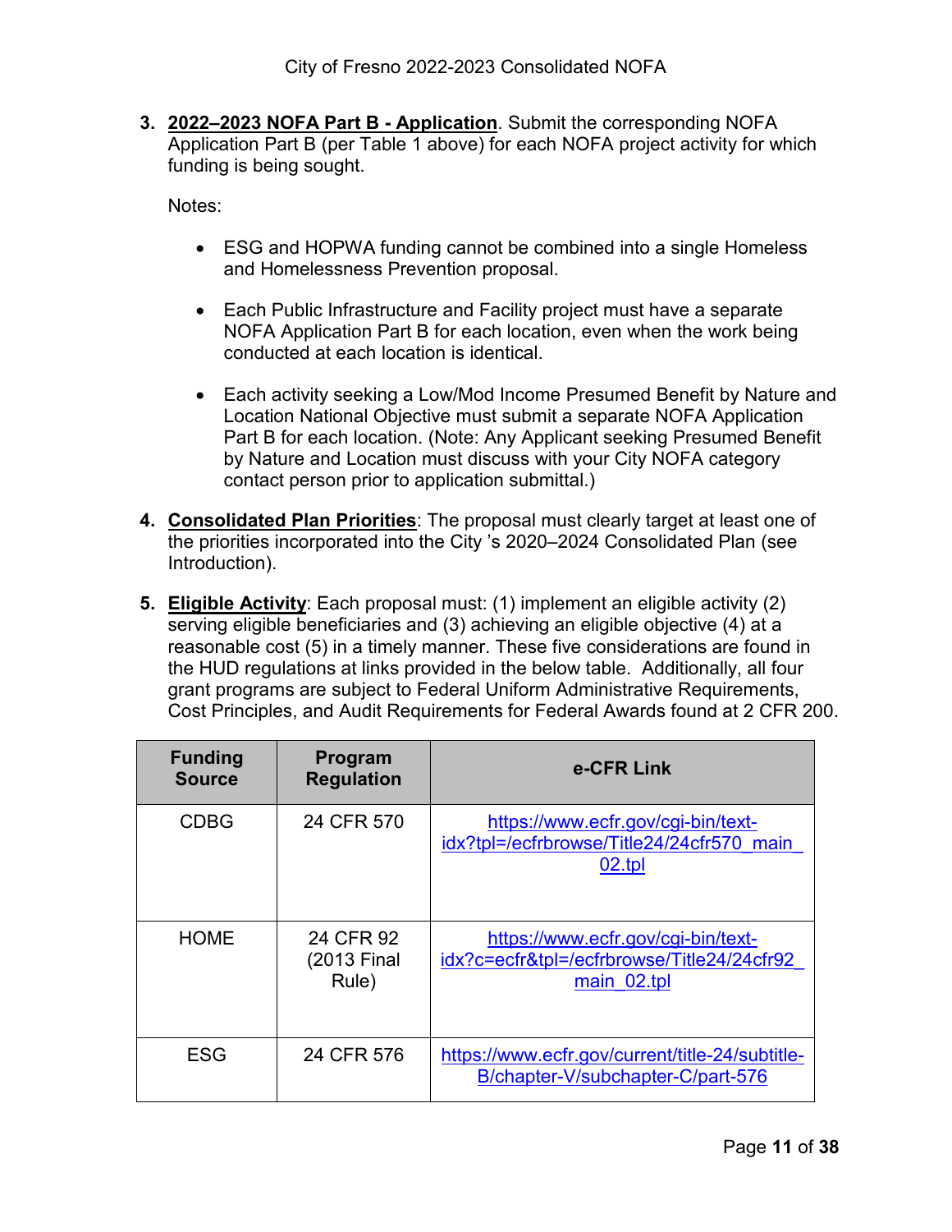3. **<u>2022–2023 NOFA Part B - Application</u>**. Submit the corresponding NOFA Application Part B (per Table 1 above) for each NOFA project activity for which funding is being sought.

   Notes:

   - ESG and HOPWA funding cannot be combined into a single Homeless and Homelessness Prevention proposal.
   - Each Public Infrastructure and Facility project must have a separate NOFA Application Part B for each location, even when the work being conducted at each location is identical.
   - Each activity seeking a Low/Mod Income Presumed Benefit by Nature and Location National Objective must submit a separate NOFA Application Part B for each location. (Note: Any Applicant seeking Presumed Benefit by Nature and Location must discuss with your City NOFA category contact person prior to application submittal.)

4. **<u>Consolidated Plan Priorities</u>**: The proposal must clearly target at least one of the priorities incorporated into the City 's 2020–2024 Consolidated Plan (see Introduction).

5. **<u>Eligible Activity</u>**: Each proposal must: (1) implement an eligible activity (2) serving eligible beneficiaries and (3) achieving an eligible objective (4) at a reasonable cost (5) in a timely manner. These five considerations are found in the HUD regulations at links provided in the below table. Additionally, all four grant programs are subject to Federal Uniform Administrative Requirements, Cost Principles, and Audit Requirements for Federal Awards found at 2 CFR 200.

| Funding Source | Program Regulation | e-CFR Link |
|---|---|---|
| CDBG | 24 CFR 570 | https://www.ecfr.gov/cgi-bin/text-idx?tpl=/ecfrbrowse/Title24/24cfr570_main_02.tpl |
| HOME | 24 CFR 92 (2013 Final Rule) | https://www.ecfr.gov/cgi-bin/text-idx?c=ecfr&tpl=/ecfrbrowse/Title24/24cfr92_main_02.tpl |
| ESG | 24 CFR 576 | https://www.ecfr.gov/current/title-24/subtitle-B/chapter-V/subchapter-C/part-576 |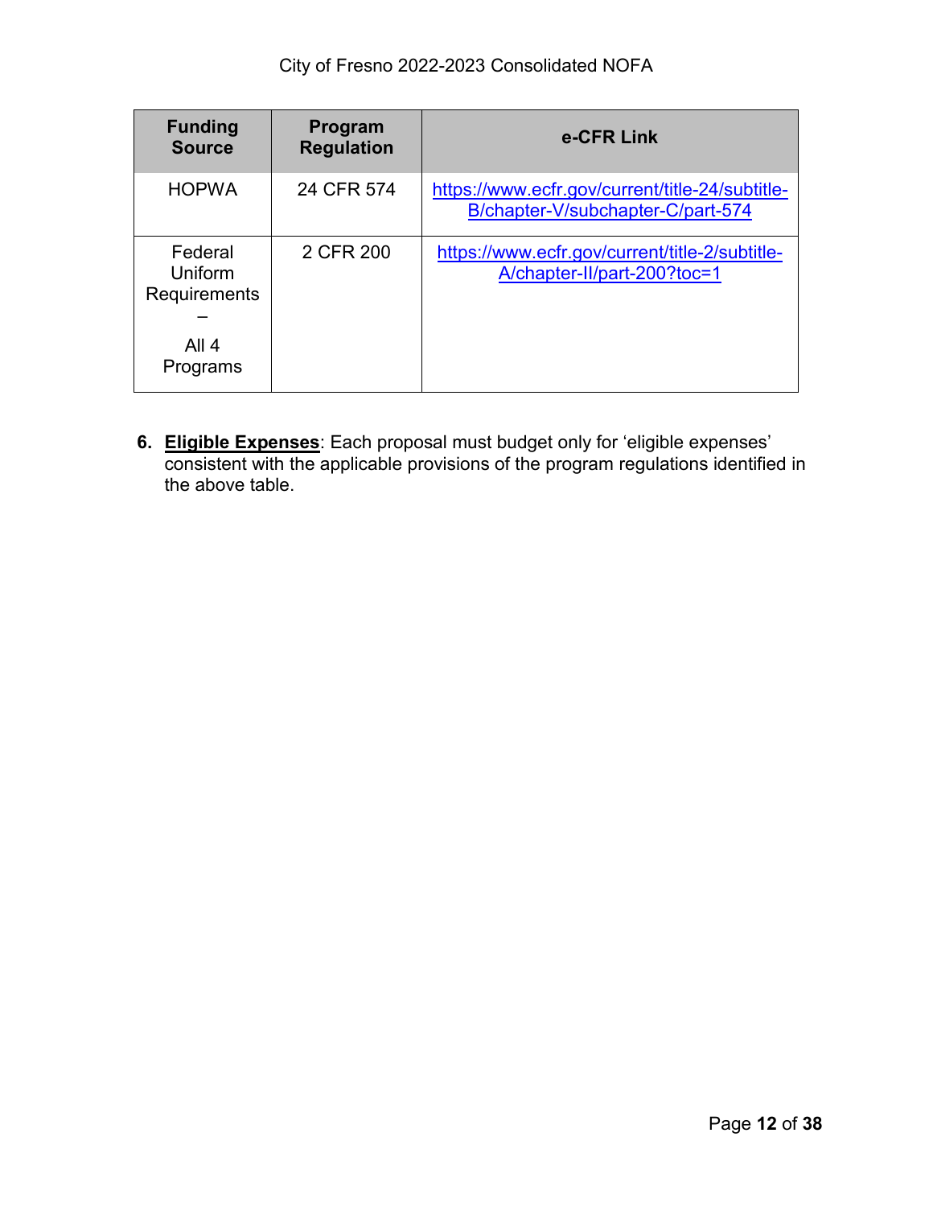| Funding Source | Program Regulation | e-CFR Link |
|---|---|---|
| HOPWA | 24 CFR 574 | https://www.ecfr.gov/current/title-24/subtitle-B/chapter-V/subchapter-C/part-574 |
| Federal Uniform Requirements – All 4 Programs | 2 CFR 200 | https://www.ecfr.gov/current/title-2/subtitle-A/chapter-II/part-200?toc=1 |

6. **Eligible Expenses**: Each proposal must budget only for 'eligible expenses' consistent with the applicable provisions of the program regulations identified in the above table.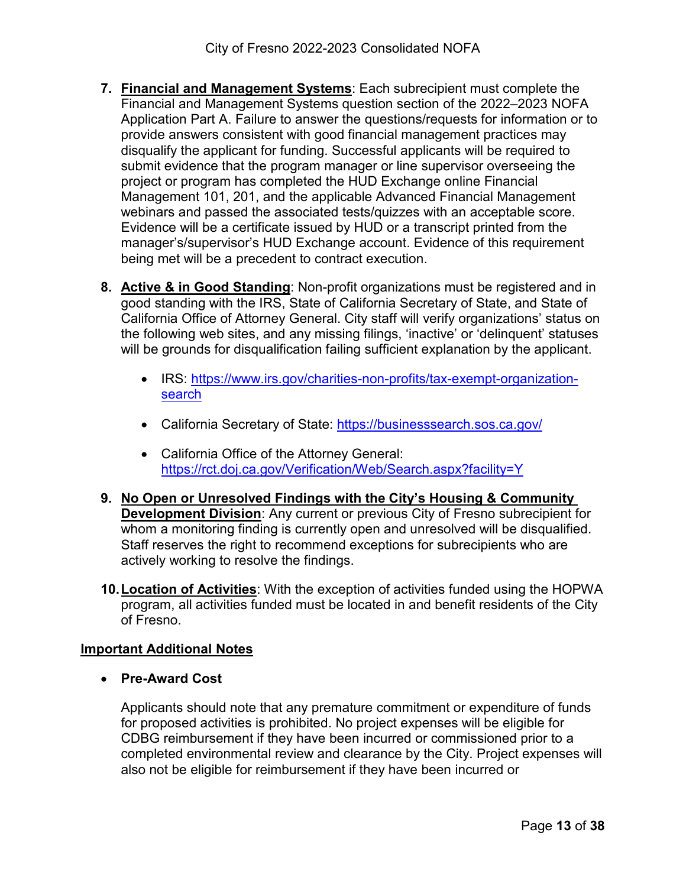7. **Financial and Management Systems**: Each subrecipient must complete the Financial and Management Systems question section of the 2022–2023 NOFA Application Part A. Failure to answer the questions/requests for information or to provide answers consistent with good financial management practices may disqualify the applicant for funding. Successful applicants will be required to submit evidence that the program manager or line supervisor overseeing the project or program has completed the HUD Exchange online Financial Management 101, 201, and the applicable Advanced Financial Management webinars and passed the associated tests/quizzes with an acceptable score. Evidence will be a certificate issued by HUD or a transcript printed from the manager's/supervisor's HUD Exchange account. Evidence of this requirement being met will be a precedent to contract execution.

8. **Active & in Good Standing**: Non-profit organizations must be registered and in good standing with the IRS, State of California Secretary of State, and State of California Office of Attorney General. City staff will verify organizations' status on the following web sites, and any missing filings, 'inactive' or 'delinquent' statuses will be grounds for disqualification failing sufficient explanation by the applicant.

   - IRS: https://www.irs.gov/charities-non-profits/tax-exempt-organization-search
   - California Secretary of State: https://businesssearch.sos.ca.gov/
   - California Office of the Attorney General: https://rct.doj.ca.gov/Verification/Web/Search.aspx?facility=Y

9. **No Open or Unresolved Findings with the City's Housing & Community Development Division**: Any current or previous City of Fresno subrecipient for whom a monitoring finding is currently open and unresolved will be disqualified. Staff reserves the right to recommend exceptions for subrecipients who are actively working to resolve the findings.

10. **Location of Activities**: With the exception of activities funded using the HOPWA program, all activities funded must be located in and benefit residents of the City of Fresno.

**Important Additional Notes**

- **Pre-Award Cost**

  Applicants should note that any premature commitment or expenditure of funds for proposed activities is prohibited. No project expenses will be eligible for CDBG reimbursement if they have been incurred or commissioned prior to a completed environmental review and clearance by the City. Project expenses will also not be eligible for reimbursement if they have been incurred or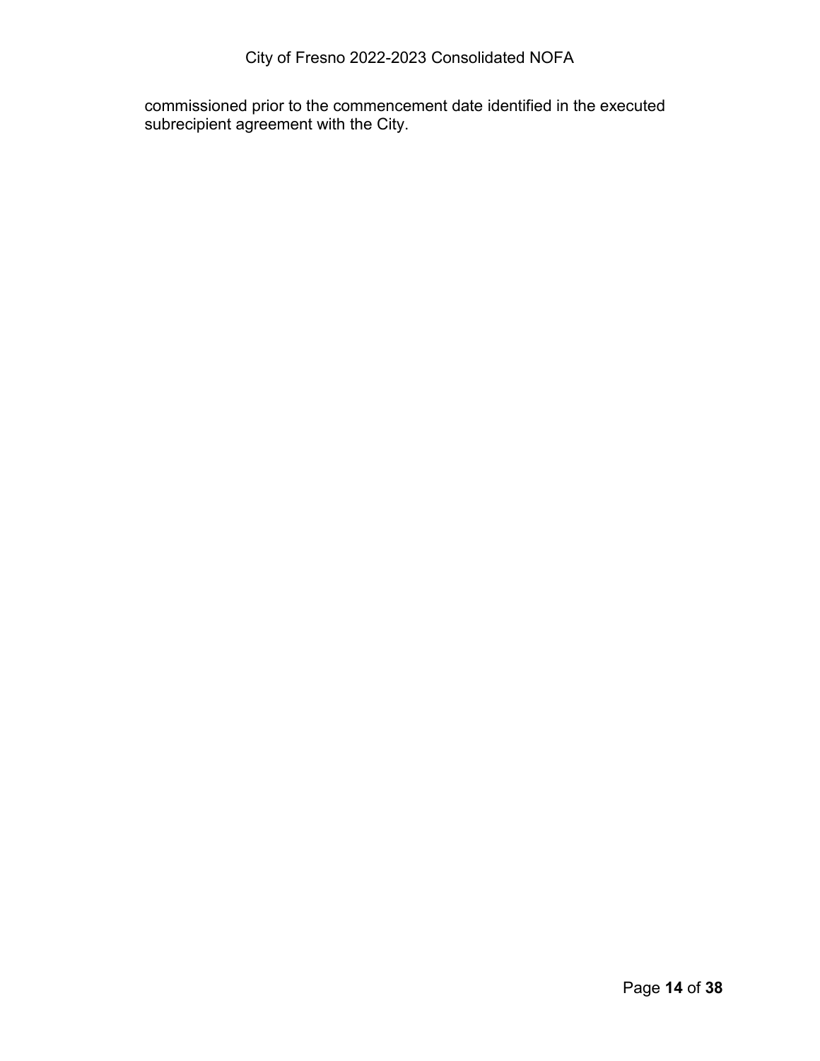commissioned prior to the commencement date identified in the executed subrecipient agreement with the City.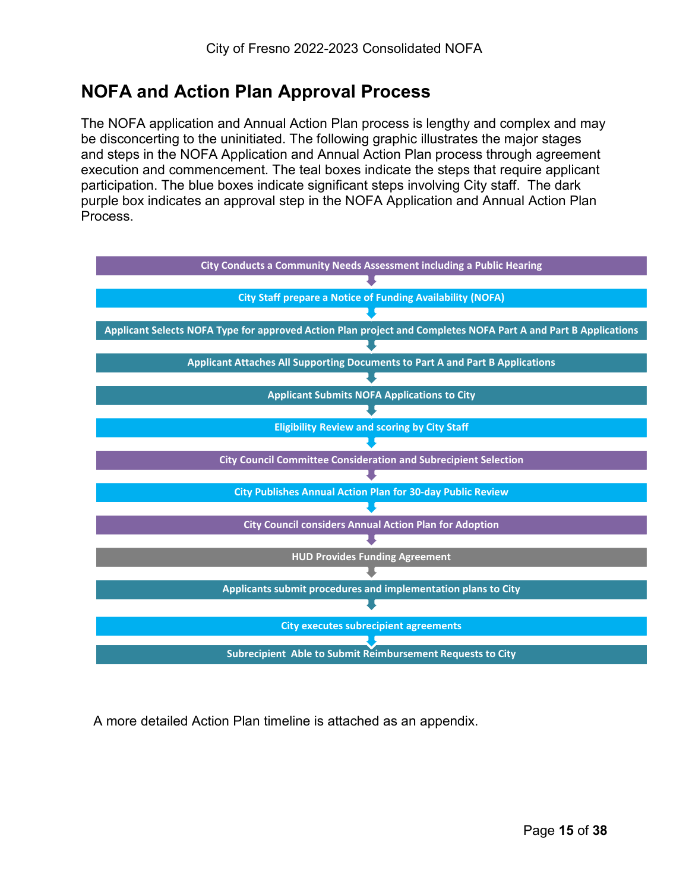## NOFA and Action Plan Approval Process

The NOFA application and Annual Action Plan process is lengthy and complex and may be disconcerting to the uninitiated. The following graphic illustrates the major stages and steps in the NOFA Application and Annual Action Plan process through agreement execution and commencement. The teal boxes indicate the steps that require applicant participation. The blue boxes indicate significant steps involving City staff. The dark purple box indicates an approval step in the NOFA Application and Annual Action Plan Process.

1. City Conducts a Community Needs Assessment including a Public Hearing
2. City Staff prepare a Notice of Funding Availability (NOFA)
3. Applicant Selects NOFA Type for approved Action Plan project and Completes NOFA Part A and Part B Applications
4. Applicant Attaches All Supporting Documents to Part A and Part B Applications
5. Applicant Submits NOFA Applications to City
6. Eligibility Review and scoring by City Staff
7. City Council Committee Consideration and Subrecipient Selection
8. City Publishes Annual Action Plan for 30-day Public Review
9. City Council considers Annual Action Plan for Adoption
10. HUD Provides Funding Agreement
11. Applicants submit procedures and implementation plans to City
12. City executes subrecipient agreements
13. Subrecipient Able to Submit Reimbursement Requests to City

A more detailed Action Plan timeline is attached as an appendix.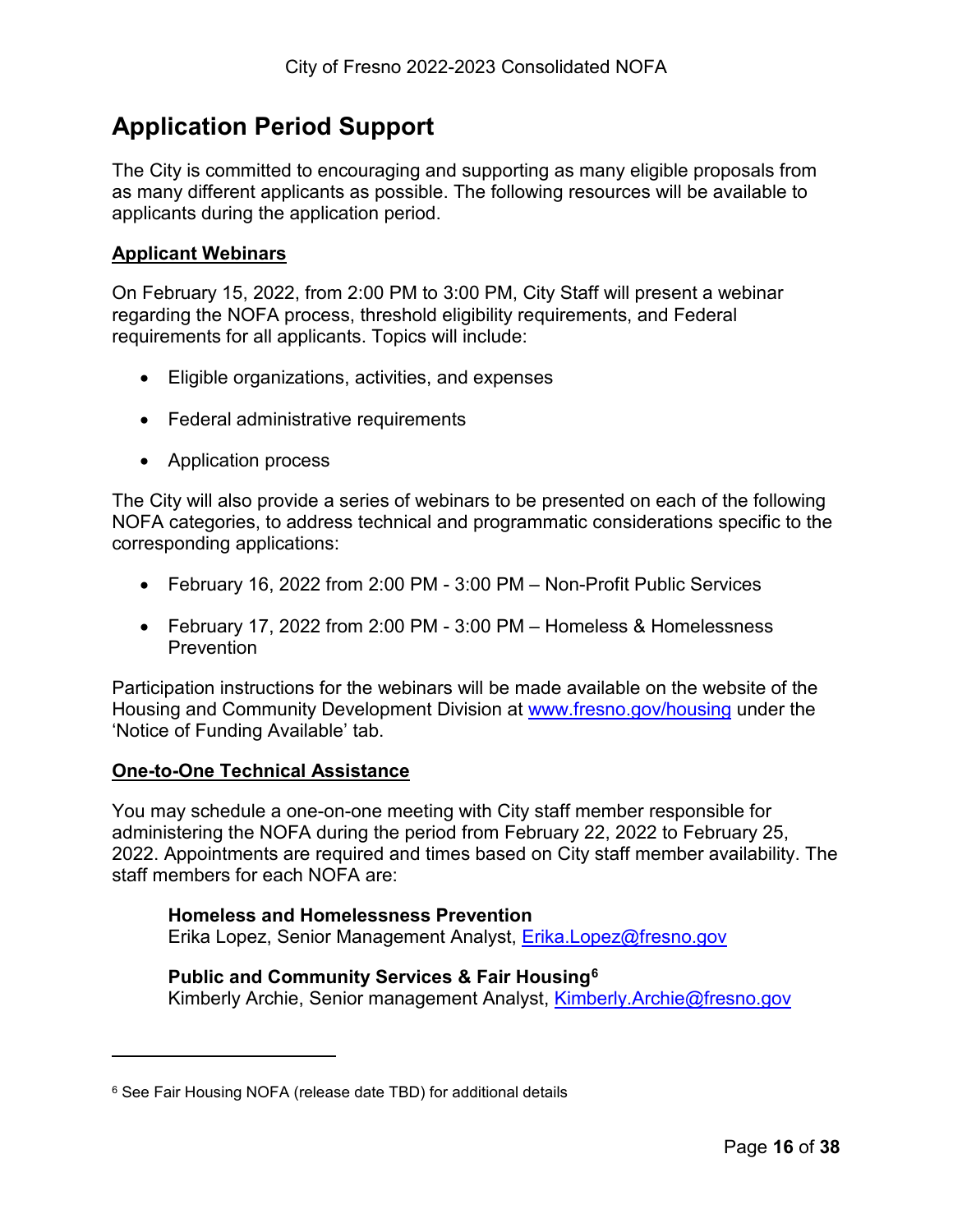## Application Period Support

The City is committed to encouraging and supporting as many eligible proposals from as many different applicants as possible. The following resources will be available to applicants during the application period.

**Applicant Webinars**

On February 15, 2022, from 2:00 PM to 3:00 PM, City Staff will present a webinar regarding the NOFA process, threshold eligibility requirements, and Federal requirements for all applicants. Topics will include:

- Eligible organizations, activities, and expenses
- Federal administrative requirements
- Application process

The City will also provide a series of webinars to be presented on each of the following NOFA categories, to address technical and programmatic considerations specific to the corresponding applications:

- February 16, 2022 from 2:00 PM - 3:00 PM – Non-Profit Public Services
- February 17, 2022 from 2:00 PM - 3:00 PM – Homeless & Homelessness Prevention

Participation instructions for the webinars will be made available on the website of the Housing and Community Development Division at www.fresno.gov/housing under the 'Notice of Funding Available' tab.

**One-to-One Technical Assistance**

You may schedule a one-on-one meeting with City staff member responsible for administering the NOFA during the period from February 22, 2022 to February 25, 2022. Appointments are required and times based on City staff member availability. The staff members for each NOFA are:

> **Homeless and Homelessness Prevention**
> Erika Lopez, Senior Management Analyst, Erika.Lopez@fresno.gov
>
> **Public and Community Services & Fair Housing**[6]
> Kimberly Archie, Senior management Analyst, Kimberly.Archie@fresno.gov

---

[6] See Fair Housing NOFA (release date TBD) for additional details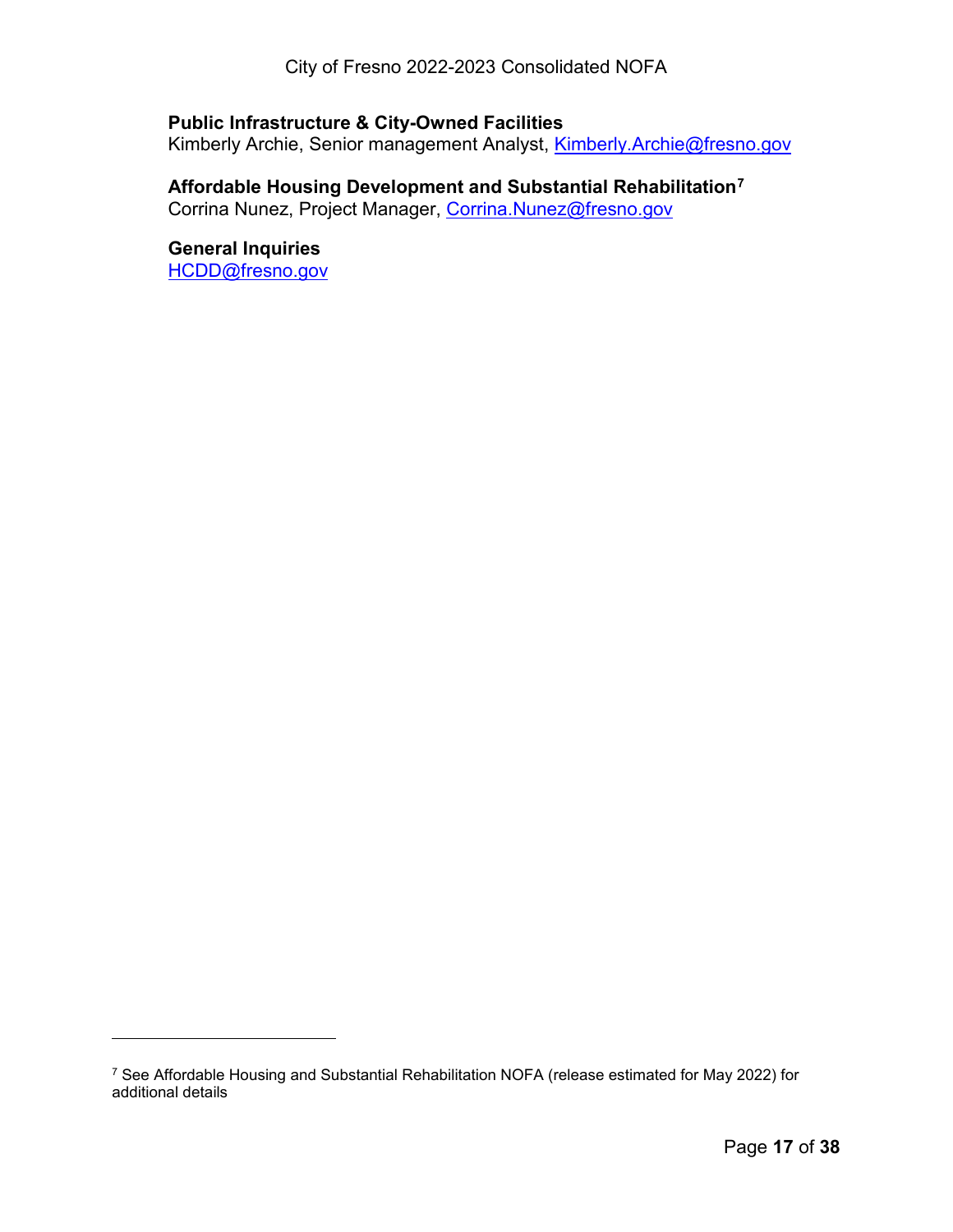**Public Infrastructure & City-Owned Facilities**
Kimberly Archie, Senior management Analyst, Kimberly.Archie@fresno.gov

**Affordable Housing Development and Substantial Rehabilitation**[7]
Corrina Nunez, Project Manager, Corrina.Nunez@fresno.gov

**General Inquiries**
HCDD@fresno.gov

[7] See Affordable Housing and Substantial Rehabilitation NOFA (release estimated for May 2022) for additional details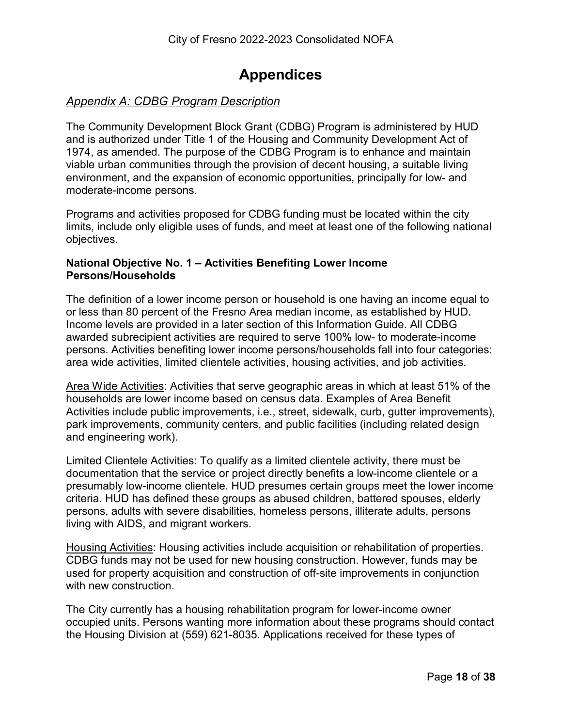# Appendices

## *Appendix A: CDBG Program Description*

The Community Development Block Grant (CDBG) Program is administered by HUD and is authorized under Title 1 of the Housing and Community Development Act of 1974, as amended. The purpose of the CDBG Program is to enhance and maintain viable urban communities through the provision of decent housing, a suitable living environment, and the expansion of economic opportunities, principally for low- and moderate-income persons.

Programs and activities proposed for CDBG funding must be located within the city limits, include only eligible uses of funds, and meet at least one of the following national objectives.

### National Objective No. 1 – Activities Benefiting Lower Income Persons/Households

The definition of a lower income person or household is one having an income equal to or less than 80 percent of the Fresno Area median income, as established by HUD. Income levels are provided in a later section of this Information Guide. All CDBG awarded subrecipient activities are required to serve 100% low- to moderate-income persons. Activities benefiting lower income persons/households fall into four categories: area wide activities, limited clientele activities, housing activities, and job activities.

<u>Area Wide Activities</u>: Activities that serve geographic areas in which at least 51% of the households are lower income based on census data. Examples of Area Benefit Activities include public improvements, i.e., street, sidewalk, curb, gutter improvements), park improvements, community centers, and public facilities (including related design and engineering work).

<u>Limited Clientele Activities</u>: To qualify as a limited clientele activity, there must be documentation that the service or project directly benefits a low-income clientele or a presumably low-income clientele. HUD presumes certain groups meet the lower income criteria. HUD has defined these groups as abused children, battered spouses, elderly persons, adults with severe disabilities, homeless persons, illiterate adults, persons living with AIDS, and migrant workers.

<u>Housing Activities</u>: Housing activities include acquisition or rehabilitation of properties. CDBG funds may not be used for new housing construction. However, funds may be used for property acquisition and construction of off-site improvements in conjunction with new construction.

The City currently has a housing rehabilitation program for lower-income owner occupied units. Persons wanting more information about these programs should contact the Housing Division at (559) 621-8035. Applications received for these types of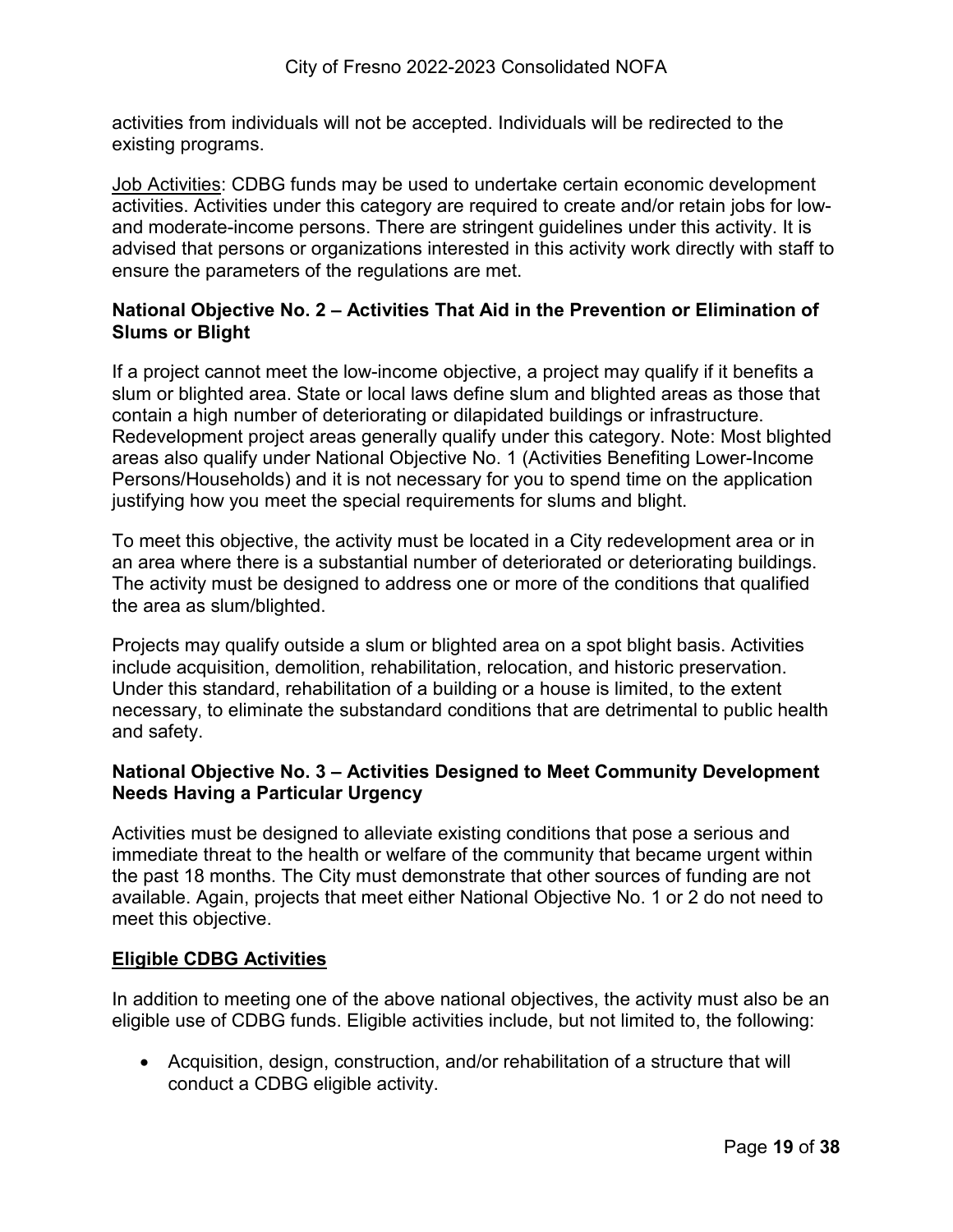activities from individuals will not be accepted. Individuals will be redirected to the existing programs.

Job Activities: CDBG funds may be used to undertake certain economic development activities. Activities under this category are required to create and/or retain jobs for low- and moderate-income persons. There are stringent guidelines under this activity. It is advised that persons or organizations interested in this activity work directly with staff to ensure the parameters of the regulations are met.

### National Objective No. 2 – Activities That Aid in the Prevention or Elimination of Slums or Blight

If a project cannot meet the low-income objective, a project may qualify if it benefits a slum or blighted area. State or local laws define slum and blighted areas as those that contain a high number of deteriorating or dilapidated buildings or infrastructure. Redevelopment project areas generally qualify under this category. Note: Most blighted areas also qualify under National Objective No. 1 (Activities Benefiting Lower-Income Persons/Households) and it is not necessary for you to spend time on the application justifying how you meet the special requirements for slums and blight.

To meet this objective, the activity must be located in a City redevelopment area or in an area where there is a substantial number of deteriorated or deteriorating buildings. The activity must be designed to address one or more of the conditions that qualified the area as slum/blighted.

Projects may qualify outside a slum or blighted area on a spot blight basis. Activities include acquisition, demolition, rehabilitation, relocation, and historic preservation. Under this standard, rehabilitation of a building or a house is limited, to the extent necessary, to eliminate the substandard conditions that are detrimental to public health and safety.

### National Objective No. 3 – Activities Designed to Meet Community Development Needs Having a Particular Urgency

Activities must be designed to alleviate existing conditions that pose a serious and immediate threat to the health or welfare of the community that became urgent within the past 18 months. The City must demonstrate that other sources of funding are not available. Again, projects that meet either National Objective No. 1 or 2 do not need to meet this objective.

### Eligible CDBG Activities

In addition to meeting one of the above national objectives, the activity must also be an eligible use of CDBG funds. Eligible activities include, but not limited to, the following:

- Acquisition, design, construction, and/or rehabilitation of a structure that will conduct a CDBG eligible activity.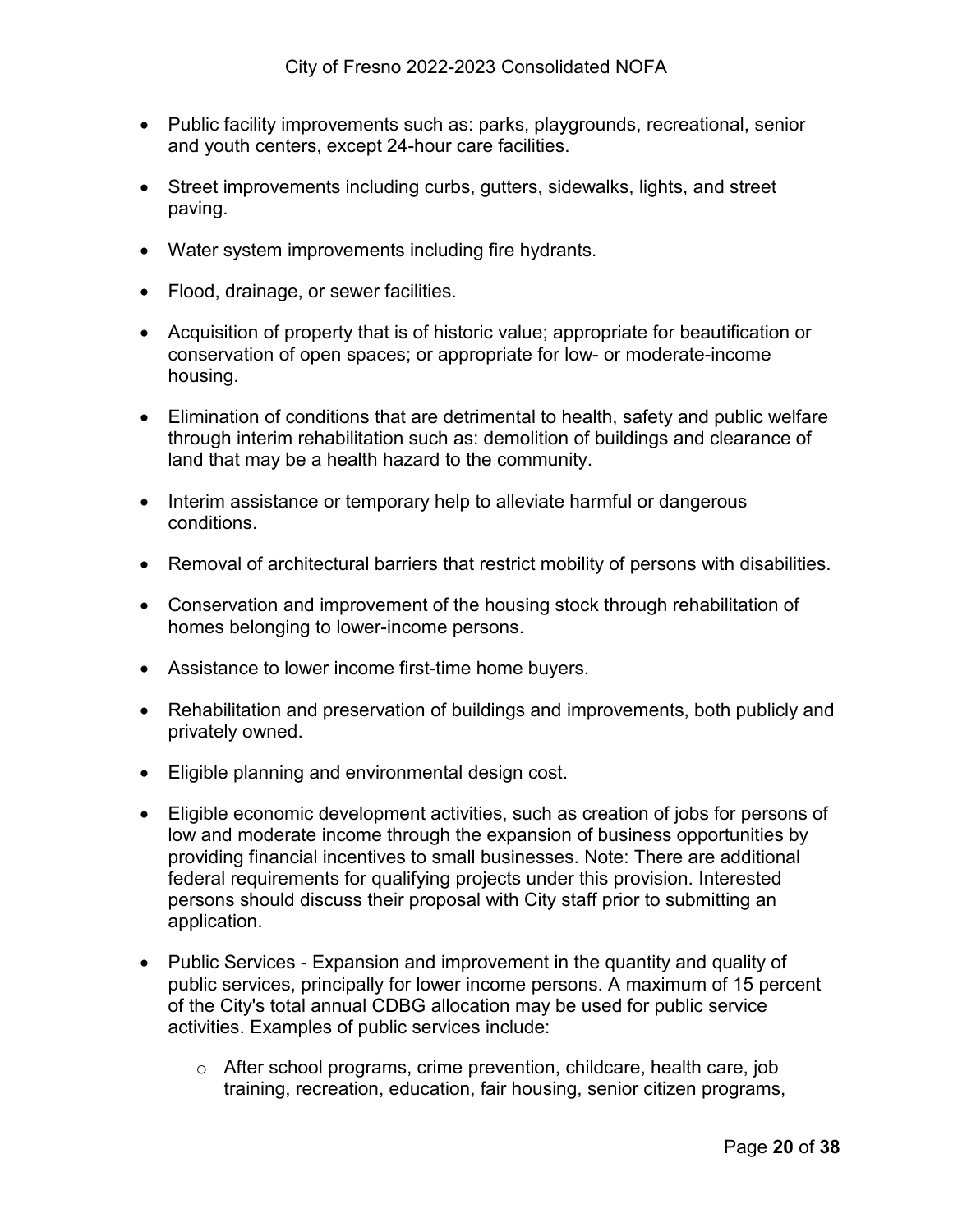- Public facility improvements such as: parks, playgrounds, recreational, senior and youth centers, except 24-hour care facilities.

- Street improvements including curbs, gutters, sidewalks, lights, and street paving.

- Water system improvements including fire hydrants.

- Flood, drainage, or sewer facilities.

- Acquisition of property that is of historic value; appropriate for beautification or conservation of open spaces; or appropriate for low- or moderate-income housing.

- Elimination of conditions that are detrimental to health, safety and public welfare through interim rehabilitation such as: demolition of buildings and clearance of land that may be a health hazard to the community.

- Interim assistance or temporary help to alleviate harmful or dangerous conditions.

- Removal of architectural barriers that restrict mobility of persons with disabilities.

- Conservation and improvement of the housing stock through rehabilitation of homes belonging to lower-income persons.

- Assistance to lower income first-time home buyers.

- Rehabilitation and preservation of buildings and improvements, both publicly and privately owned.

- Eligible planning and environmental design cost.

- Eligible economic development activities, such as creation of jobs for persons of low and moderate income through the expansion of business opportunities by providing financial incentives to small businesses. Note: There are additional federal requirements for qualifying projects under this provision. Interested persons should discuss their proposal with City staff prior to submitting an application.

- Public Services - Expansion and improvement in the quantity and quality of public services, principally for lower income persons. A maximum of 15 percent of the City's total annual CDBG allocation may be used for public service activities. Examples of public services include:

    - After school programs, crime prevention, childcare, health care, job training, recreation, education, fair housing, senior citizen programs,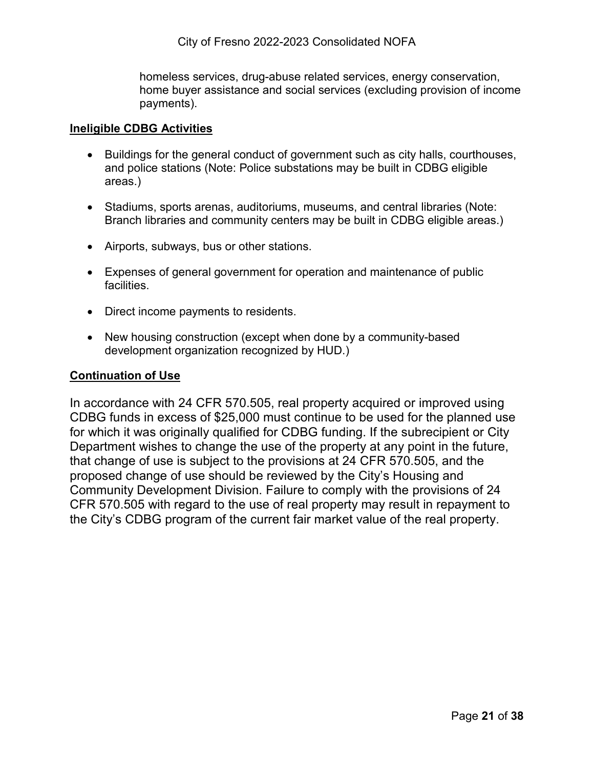homeless services, drug-abuse related services, energy conservation, home buyer assistance and social services (excluding provision of income payments).

**Ineligible CDBG Activities**

- Buildings for the general conduct of government such as city halls, courthouses, and police stations (Note: Police substations may be built in CDBG eligible areas.)
- Stadiums, sports arenas, auditoriums, museums, and central libraries (Note: Branch libraries and community centers may be built in CDBG eligible areas.)
- Airports, subways, bus or other stations.
- Expenses of general government for operation and maintenance of public facilities.
- Direct income payments to residents.
- New housing construction (except when done by a community-based development organization recognized by HUD.)

**Continuation of Use**

In accordance with 24 CFR 570.505, real property acquired or improved using CDBG funds in excess of $25,000 must continue to be used for the planned use for which it was originally qualified for CDBG funding. If the subrecipient or City Department wishes to change the use of the property at any point in the future, that change of use is subject to the provisions at 24 CFR 570.505, and the proposed change of use should be reviewed by the City's Housing and Community Development Division. Failure to comply with the provisions of 24 CFR 570.505 with regard to the use of real property may result in repayment to the City's CDBG program of the current fair market value of the real property.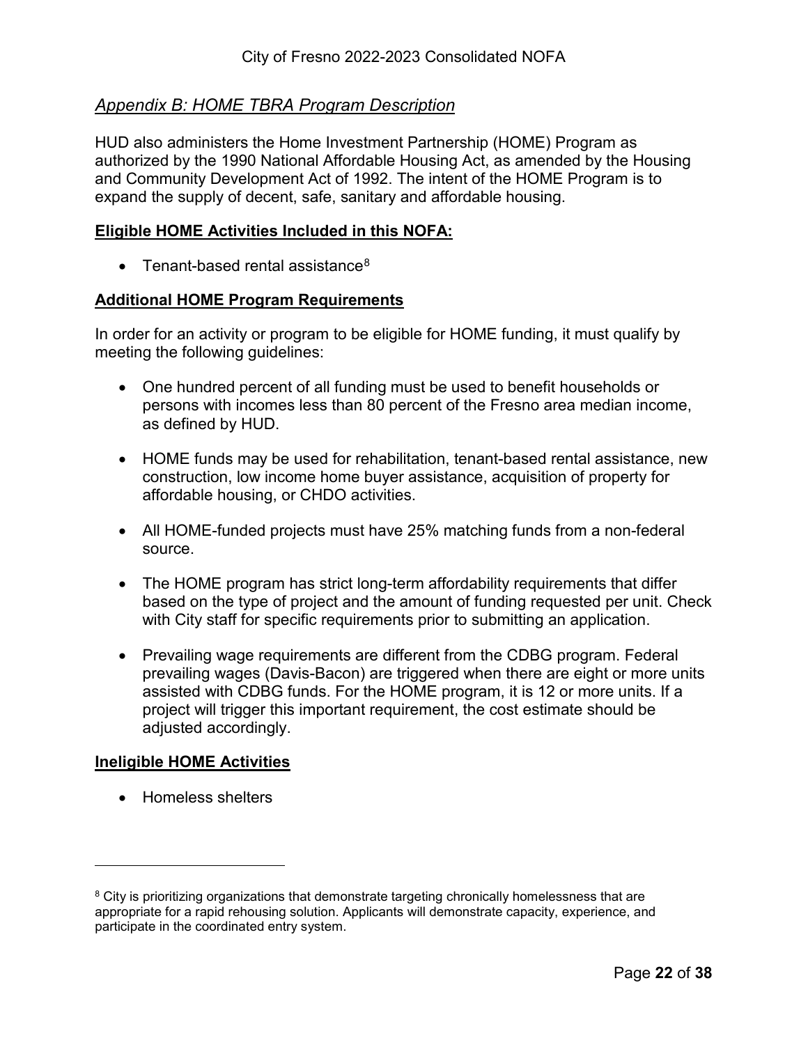## *Appendix B: HOME TBRA Program Description*

HUD also administers the Home Investment Partnership (HOME) Program as authorized by the 1990 National Affordable Housing Act, as amended by the Housing and Community Development Act of 1992. The intent of the HOME Program is to expand the supply of decent, safe, sanitary and affordable housing.

### **Eligible HOME Activities Included in this NOFA:**

- Tenant-based rental assistance[8]

### **Additional HOME Program Requirements**

In order for an activity or program to be eligible for HOME funding, it must qualify by meeting the following guidelines:

- One hundred percent of all funding must be used to benefit households or persons with incomes less than 80 percent of the Fresno area median income, as defined by HUD.
- HOME funds may be used for rehabilitation, tenant-based rental assistance, new construction, low income home buyer assistance, acquisition of property for affordable housing, or CHDO activities.
- All HOME-funded projects must have 25% matching funds from a non-federal source.
- The HOME program has strict long-term affordability requirements that differ based on the type of project and the amount of funding requested per unit. Check with City staff for specific requirements prior to submitting an application.
- Prevailing wage requirements are different from the CDBG program. Federal prevailing wages (Davis-Bacon) are triggered when there are eight or more units assisted with CDBG funds. For the HOME program, it is 12 or more units. If a project will trigger this important requirement, the cost estimate should be adjusted accordingly.

### **Ineligible HOME Activities**

- Homeless shelters

---

[8] City is prioritizing organizations that demonstrate targeting chronically homelessness that are appropriate for a rapid rehousing solution. Applicants will demonstrate capacity, experience, and participate in the coordinated entry system.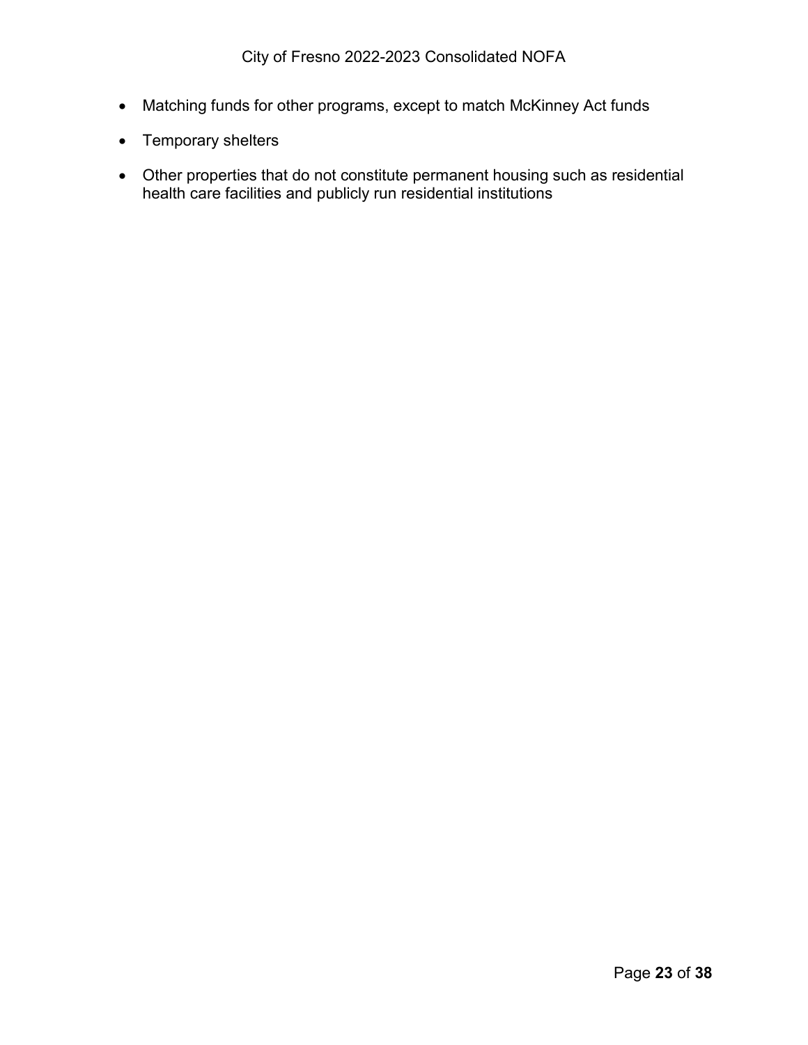- Matching funds for other programs, except to match McKinney Act funds
- Temporary shelters
- Other properties that do not constitute permanent housing such as residential health care facilities and publicly run residential institutions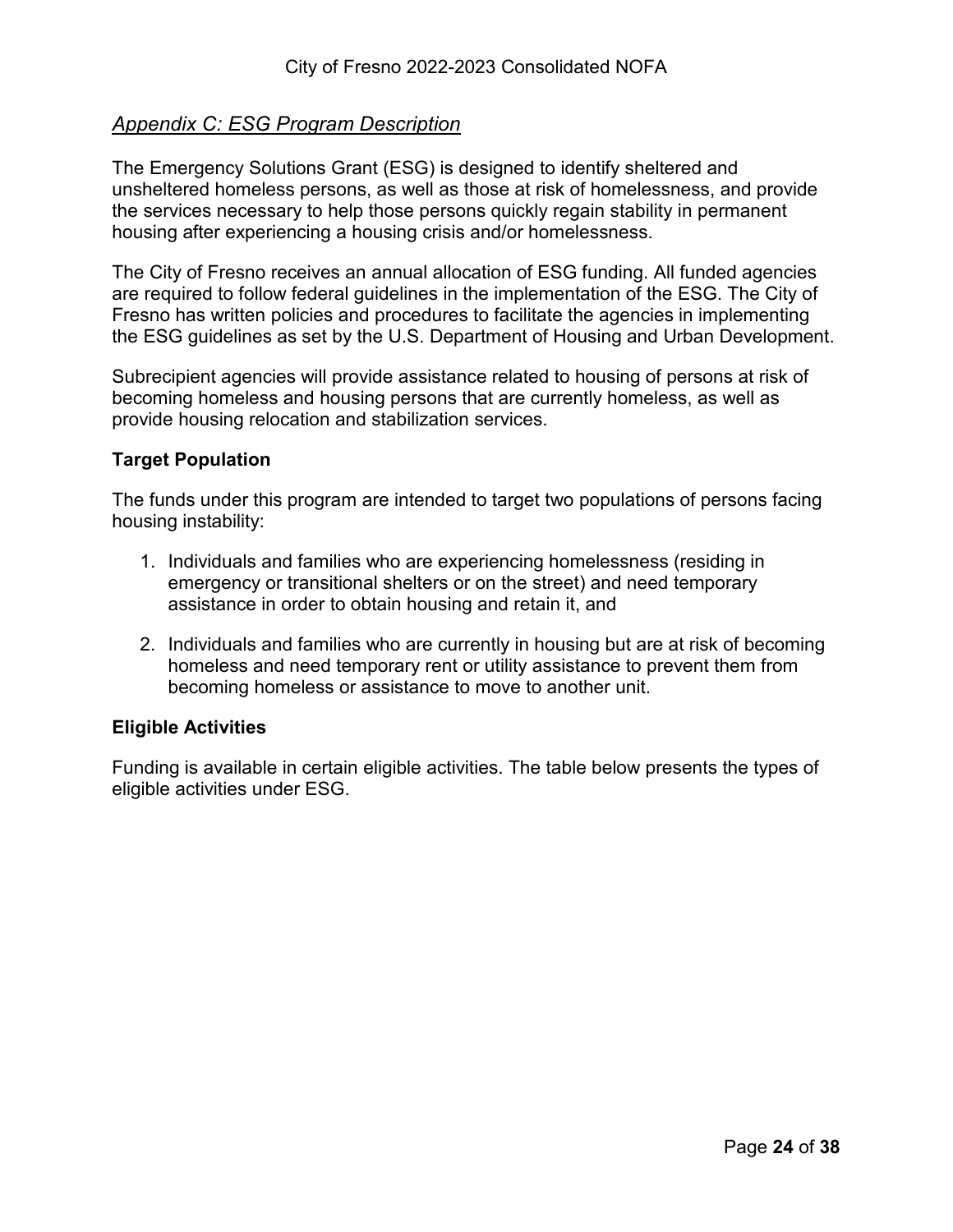## *Appendix C: ESG Program Description*

The Emergency Solutions Grant (ESG) is designed to identify sheltered and unsheltered homeless persons, as well as those at risk of homelessness, and provide the services necessary to help those persons quickly regain stability in permanent housing after experiencing a housing crisis and/or homelessness.

The City of Fresno receives an annual allocation of ESG funding. All funded agencies are required to follow federal guidelines in the implementation of the ESG. The City of Fresno has written policies and procedures to facilitate the agencies in implementing the ESG guidelines as set by the U.S. Department of Housing and Urban Development.

Subrecipient agencies will provide assistance related to housing of persons at risk of becoming homeless and housing persons that are currently homeless, as well as provide housing relocation and stabilization services.

### Target Population

The funds under this program are intended to target two populations of persons facing housing instability:

1. Individuals and families who are experiencing homelessness (residing in emergency or transitional shelters or on the street) and need temporary assistance in order to obtain housing and retain it, and

2. Individuals and families who are currently in housing but are at risk of becoming homeless and need temporary rent or utility assistance to prevent them from becoming homeless or assistance to move to another unit.

### Eligible Activities

Funding is available in certain eligible activities. The table below presents the types of eligible activities under ESG.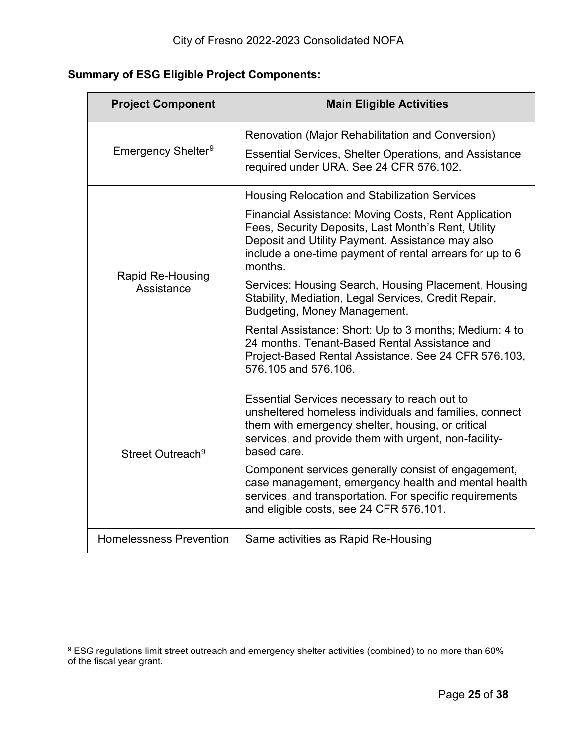**Summary of ESG Eligible Project Components:**

| Project Component | Main Eligible Activities |
|---|---|
| Emergency Shelter[9] | Renovation (Major Rehabilitation and Conversion)<br><br>Essential Services, Shelter Operations, and Assistance required under URA. See 24 CFR 576.102. |
| Rapid Re-Housing Assistance | Housing Relocation and Stabilization Services<br><br>Financial Assistance: Moving Costs, Rent Application Fees, Security Deposits, Last Month's Rent, Utility Deposit and Utility Payment. Assistance may also include a one-time payment of rental arrears for up to 6 months.<br><br>Services: Housing Search, Housing Placement, Housing Stability, Mediation, Legal Services, Credit Repair, Budgeting, Money Management.<br><br>Rental Assistance: Short: Up to 3 months; Medium: 4 to 24 months. Tenant-Based Rental Assistance and Project-Based Rental Assistance. See 24 CFR 576.103, 576.105 and 576.106. |
| Street Outreach[9] | Essential Services necessary to reach out to unsheltered homeless individuals and families, connect them with emergency shelter, housing, or critical services, and provide them with urgent, non-facility-based care.<br><br>Component services generally consist of engagement, case management, emergency health and mental health services, and transportation. For specific requirements and eligible costs, see 24 CFR 576.101. |
| Homelessness Prevention | Same activities as Rapid Re-Housing |

[9] ESG regulations limit street outreach and emergency shelter activities (combined) to no more than 60% of the fiscal year grant.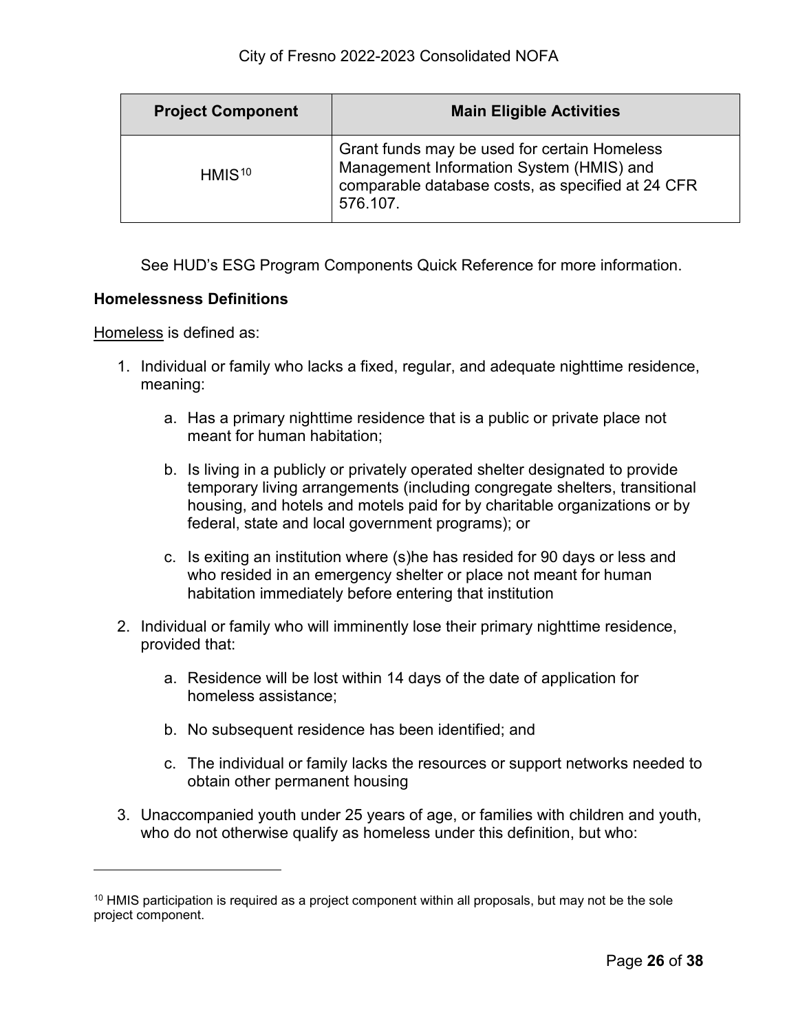| Project Component | Main Eligible Activities |
| --- | --- |
| HMIS[10] | Grant funds may be used for certain Homeless Management Information System (HMIS) and comparable database costs, as specified at 24 CFR 576.107. |

See HUD's ESG Program Components Quick Reference for more information.

**Homelessness Definitions**

Homeless is defined as:

1. Individual or family who lacks a fixed, regular, and adequate nighttime residence, meaning:
    a. Has a primary nighttime residence that is a public or private place not meant for human habitation;
    b. Is living in a publicly or privately operated shelter designated to provide temporary living arrangements (including congregate shelters, transitional housing, and hotels and motels paid for by charitable organizations or by federal, state and local government programs); or
    c. Is exiting an institution where (s)he has resided for 90 days or less and who resided in an emergency shelter or place not meant for human habitation immediately before entering that institution
2. Individual or family who will imminently lose their primary nighttime residence, provided that:
    a. Residence will be lost within 14 days of the date of application for homeless assistance;
    b. No subsequent residence has been identified; and
    c. The individual or family lacks the resources or support networks needed to obtain other permanent housing
3. Unaccompanied youth under 25 years of age, or families with children and youth, who do not otherwise qualify as homeless under this definition, but who:

[10] HMIS participation is required as a project component within all proposals, but may not be the sole project component.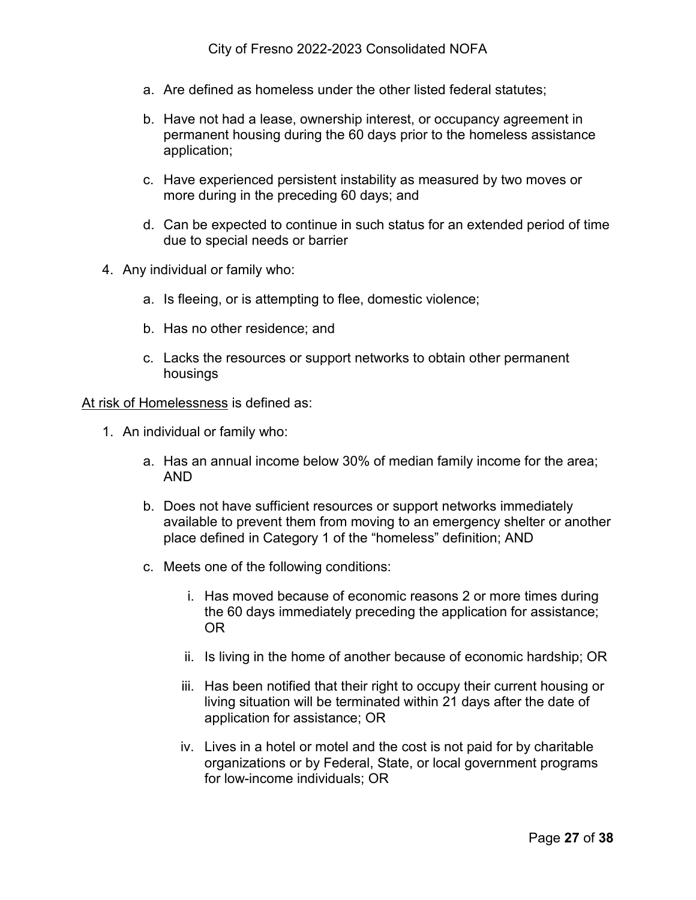a. Are defined as homeless under the other listed federal statutes;

   b. Have not had a lease, ownership interest, or occupancy agreement in permanent housing during the 60 days prior to the homeless assistance application;

   c. Have experienced persistent instability as measured by two moves or more during in the preceding 60 days; and

   d. Can be expected to continue in such status for an extended period of time due to special needs or barrier

4. Any individual or family who:

   a. Is fleeing, or is attempting to flee, domestic violence;

   b. Has no other residence; and

   c. Lacks the resources or support networks to obtain other permanent housings

<u>At risk of Homelessness</u> is defined as:

1. An individual or family who:

   a. Has an annual income below 30% of median family income for the area; AND

   b. Does not have sufficient resources or support networks immediately available to prevent them from moving to an emergency shelter or another place defined in Category 1 of the “homeless” definition; AND

   c. Meets one of the following conditions:

      i. Has moved because of economic reasons 2 or more times during the 60 days immediately preceding the application for assistance; OR

      ii. Is living in the home of another because of economic hardship; OR

      iii. Has been notified that their right to occupy their current housing or living situation will be terminated within 21 days after the date of application for assistance; OR

      iv. Lives in a hotel or motel and the cost is not paid for by charitable organizations or by Federal, State, or local government programs for low-income individuals; OR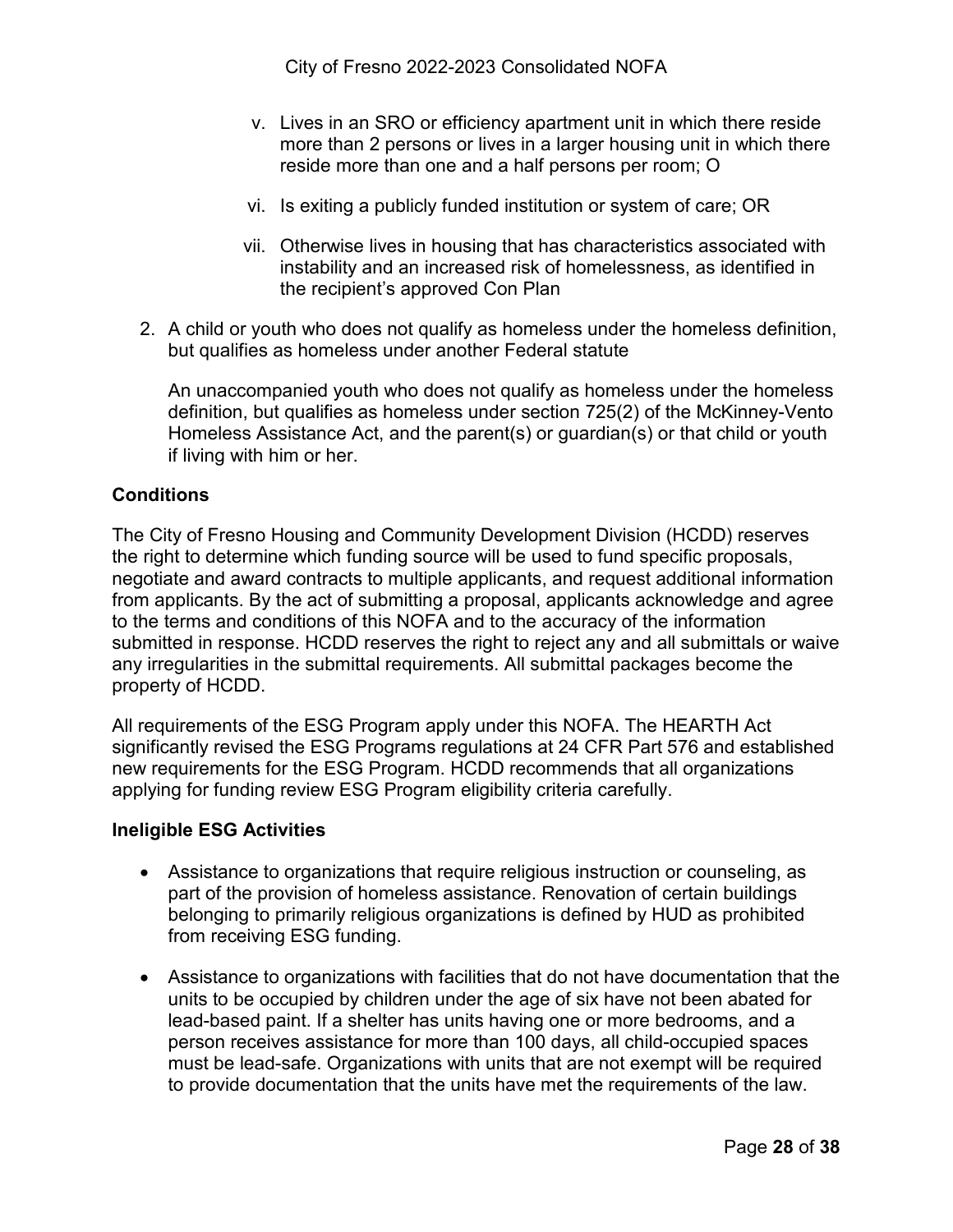v. Lives in an SRO or efficiency apartment unit in which there reside more than 2 persons or lives in a larger housing unit in which there reside more than one and a half persons per room; O

vi. Is exiting a publicly funded institution or system of care; OR

vii. Otherwise lives in housing that has characteristics associated with instability and an increased risk of homelessness, as identified in the recipient's approved Con Plan

2. A child or youth who does not qualify as homeless under the homeless definition, but qualifies as homeless under another Federal statute

   An unaccompanied youth who does not qualify as homeless under the homeless definition, but qualifies as homeless under section 725(2) of the McKinney-Vento Homeless Assistance Act, and the parent(s) or guardian(s) or that child or youth if living with him or her.

**Conditions**

The City of Fresno Housing and Community Development Division (HCDD) reserves the right to determine which funding source will be used to fund specific proposals, negotiate and award contracts to multiple applicants, and request additional information from applicants. By the act of submitting a proposal, applicants acknowledge and agree to the terms and conditions of this NOFA and to the accuracy of the information submitted in response. HCDD reserves the right to reject any and all submittals or waive any irregularities in the submittal requirements. All submittal packages become the property of HCDD.

All requirements of the ESG Program apply under this NOFA. The HEARTH Act significantly revised the ESG Programs regulations at 24 CFR Part 576 and established new requirements for the ESG Program. HCDD recommends that all organizations applying for funding review ESG Program eligibility criteria carefully.

**Ineligible ESG Activities**

- Assistance to organizations that require religious instruction or counseling, as part of the provision of homeless assistance. Renovation of certain buildings belonging to primarily religious organizations is defined by HUD as prohibited from receiving ESG funding.

- Assistance to organizations with facilities that do not have documentation that the units to be occupied by children under the age of six have not been abated for lead-based paint. If a shelter has units having one or more bedrooms, and a person receives assistance for more than 100 days, all child-occupied spaces must be lead-safe. Organizations with units that are not exempt will be required to provide documentation that the units have met the requirements of the law.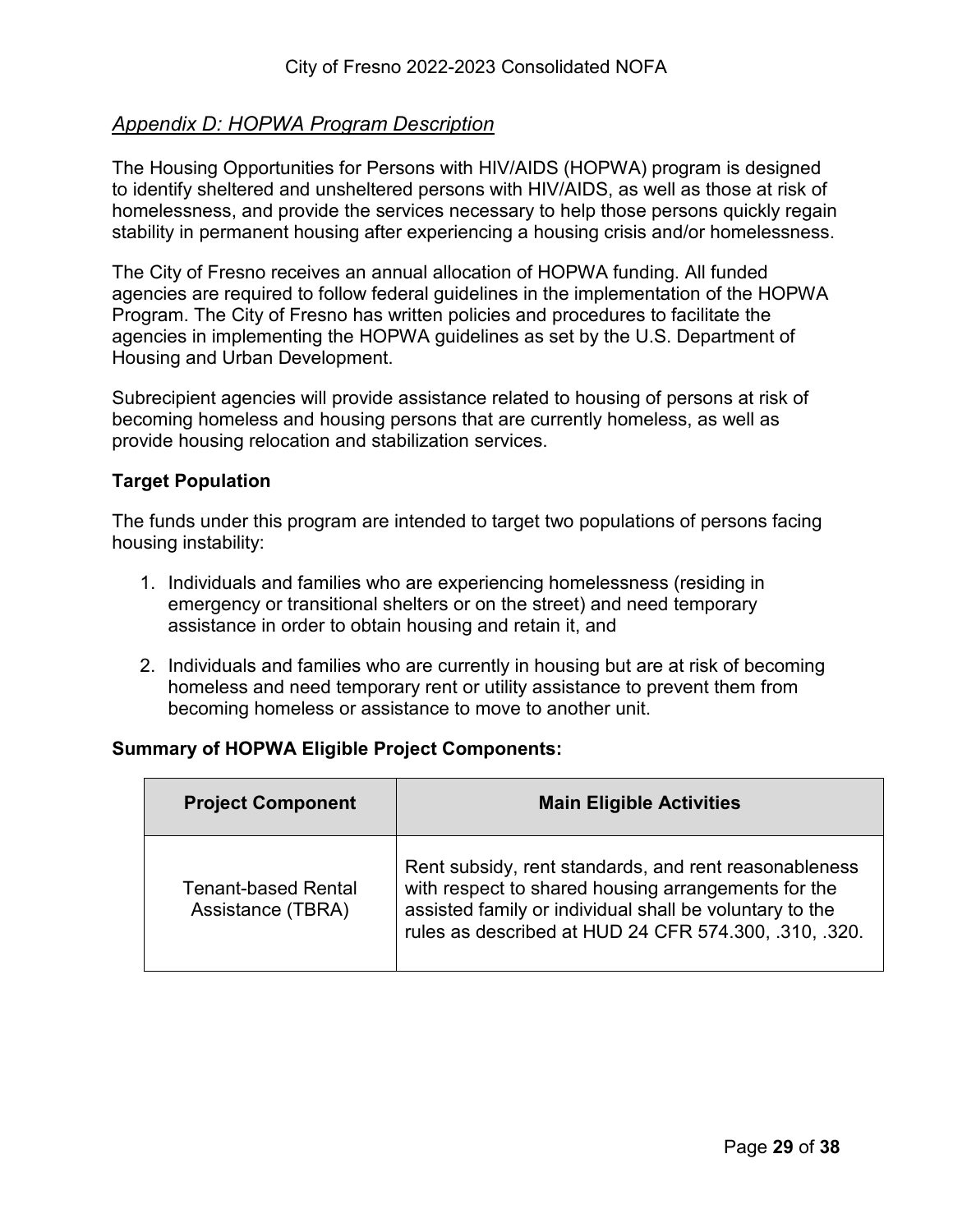## *Appendix D: HOPWA Program Description*

The Housing Opportunities for Persons with HIV/AIDS (HOPWA) program is designed to identify sheltered and unsheltered persons with HIV/AIDS, as well as those at risk of homelessness, and provide the services necessary to help those persons quickly regain stability in permanent housing after experiencing a housing crisis and/or homelessness.

The City of Fresno receives an annual allocation of HOPWA funding. All funded agencies are required to follow federal guidelines in the implementation of the HOPWA Program. The City of Fresno has written policies and procedures to facilitate the agencies in implementing the HOPWA guidelines as set by the U.S. Department of Housing and Urban Development.

Subrecipient agencies will provide assistance related to housing of persons at risk of becoming homeless and housing persons that are currently homeless, as well as provide housing relocation and stabilization services.

### Target Population

The funds under this program are intended to target two populations of persons facing housing instability:

1. Individuals and families who are experiencing homelessness (residing in emergency or transitional shelters or on the street) and need temporary assistance in order to obtain housing and retain it, and

2. Individuals and families who are currently in housing but are at risk of becoming homeless and need temporary rent or utility assistance to prevent them from becoming homeless or assistance to move to another unit.

### Summary of HOPWA Eligible Project Components:

| Project Component | Main Eligible Activities |
|---|---|
| Tenant-based Rental Assistance (TBRA) | Rent subsidy, rent standards, and rent reasonableness with respect to shared housing arrangements for the assisted family or individual shall be voluntary to the rules as described at HUD 24 CFR 574.300, .310, .320. |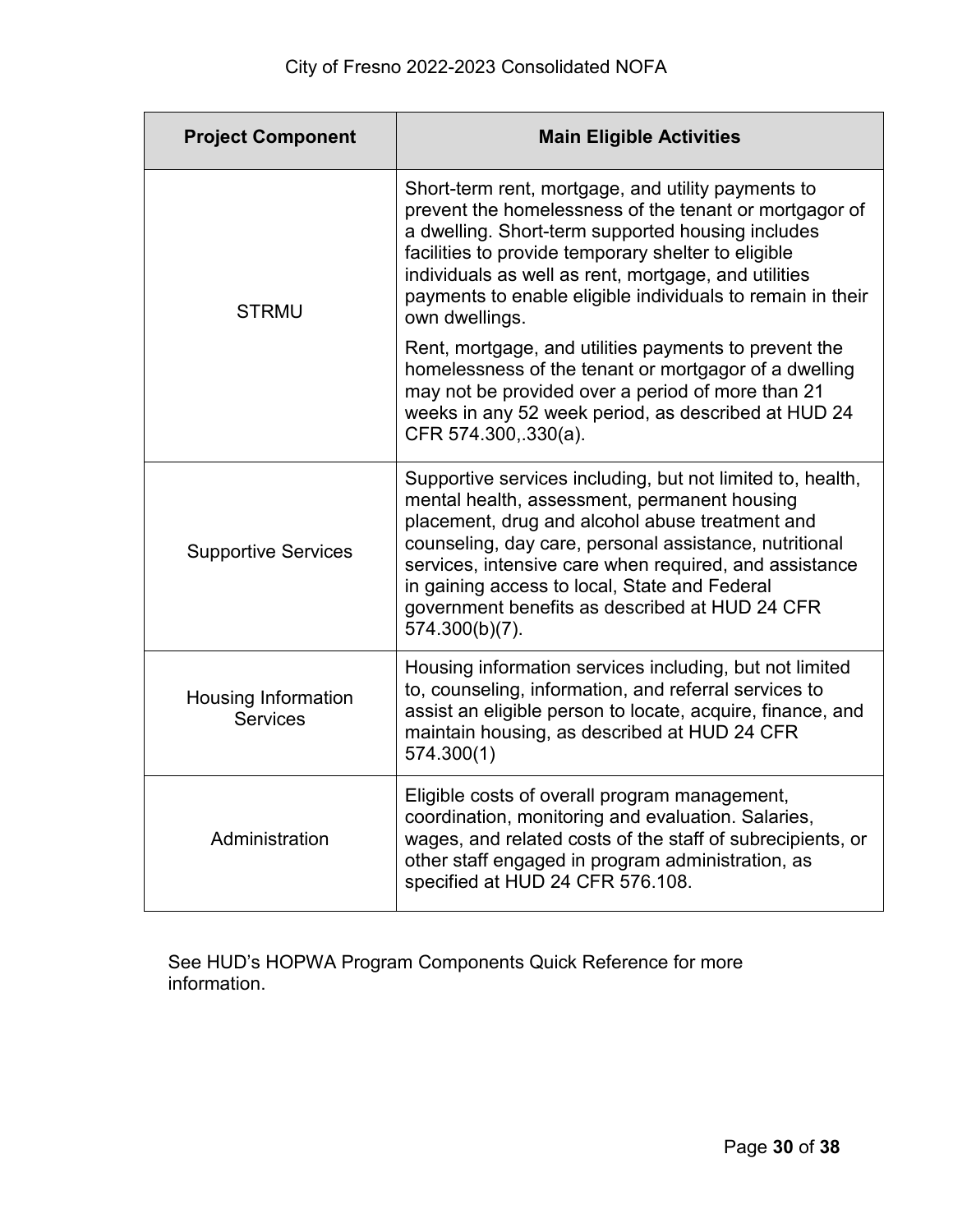| Project Component | Main Eligible Activities |
|---|---|
| STRMU | Short-term rent, mortgage, and utility payments to prevent the homelessness of the tenant or mortgagor of a dwelling. Short-term supported housing includes facilities to provide temporary shelter to eligible individuals as well as rent, mortgage, and utilities payments to enable eligible individuals to remain in their own dwellings.<br><br>Rent, mortgage, and utilities payments to prevent the homelessness of the tenant or mortgagor of a dwelling may not be provided over a period of more than 21 weeks in any 52 week period, as described at HUD 24 CFR 574.300,.330(a). |
| Supportive Services | Supportive services including, but not limited to, health, mental health, assessment, permanent housing placement, drug and alcohol abuse treatment and counseling, day care, personal assistance, nutritional services, intensive care when required, and assistance in gaining access to local, State and Federal government benefits as described at HUD 24 CFR 574.300(b)(7). |
| Housing Information Services | Housing information services including, but not limited to, counseling, information, and referral services to assist an eligible person to locate, acquire, finance, and maintain housing, as described at HUD 24 CFR 574.300(1) |
| Administration | Eligible costs of overall program management, coordination, monitoring and evaluation. Salaries, wages, and related costs of the staff of subrecipients, or other staff engaged in program administration, as specified at HUD 24 CFR 576.108. |

See HUD's HOPWA Program Components Quick Reference for more information.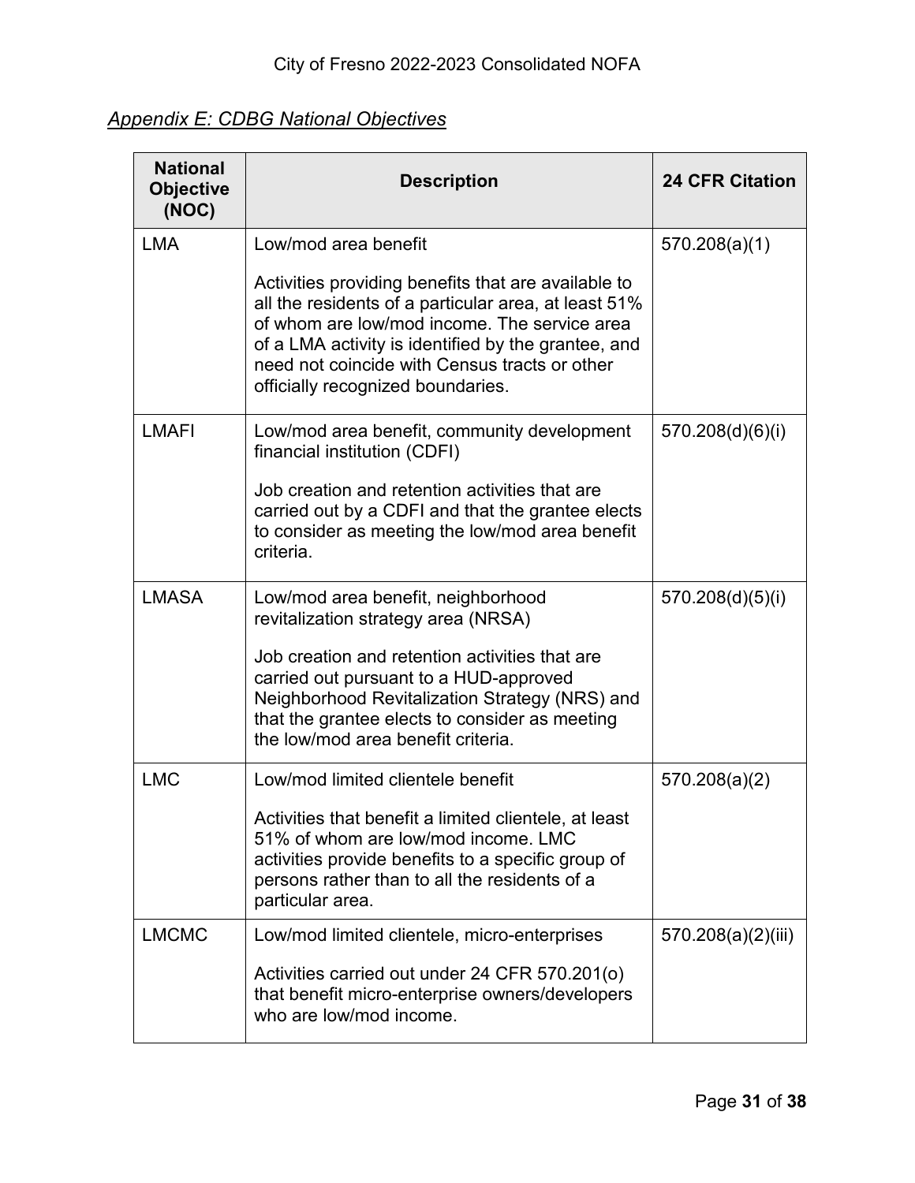*Appendix E: CDBG National Objectives*

| National Objective (NOC) | Description | 24 CFR Citation |
|---|---|---|
| LMA | Low/mod area benefit<br><br>Activities providing benefits that are available to all the residents of a particular area, at least 51% of whom are low/mod income. The service area of a LMA activity is identified by the grantee, and need not coincide with Census tracts or other officially recognized boundaries. | 570.208(a)(1) |
| LMAFI | Low/mod area benefit, community development financial institution (CDFI)<br><br>Job creation and retention activities that are carried out by a CDFI and that the grantee elects to consider as meeting the low/mod area benefit criteria. | 570.208(d)(6)(i) |
| LMASA | Low/mod area benefit, neighborhood revitalization strategy area (NRSA)<br><br>Job creation and retention activities that are carried out pursuant to a HUD-approved Neighborhood Revitalization Strategy (NRS) and that the grantee elects to consider as meeting the low/mod area benefit criteria. | 570.208(d)(5)(i) |
| LMC | Low/mod limited clientele benefit<br><br>Activities that benefit a limited clientele, at least 51% of whom are low/mod income. LMC activities provide benefits to a specific group of persons rather than to all the residents of a particular area. | 570.208(a)(2) |
| LMCMC | Low/mod limited clientele, micro-enterprises<br><br>Activities carried out under 24 CFR 570.201(o) that benefit micro-enterprise owners/developers who are low/mod income. | 570.208(a)(2)(iii) |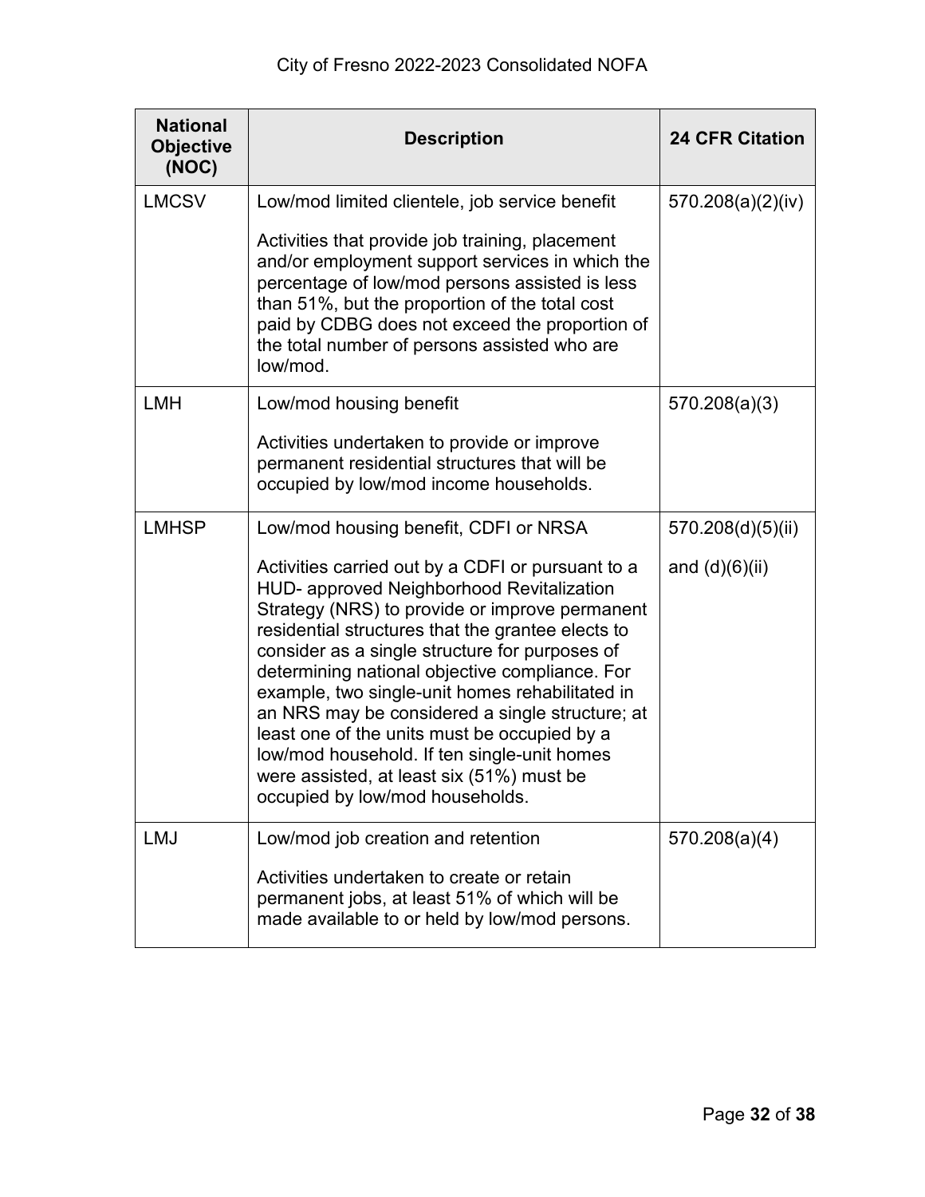| National Objective (NOC) | Description | 24 CFR Citation |
|---|---|---|
| LMCSV | Low/mod limited clientele, job service benefit<br><br>Activities that provide job training, placement and/or employment support services in which the percentage of low/mod persons assisted is less than 51%, but the proportion of the total cost paid by CDBG does not exceed the proportion of the total number of persons assisted who are low/mod. | 570.208(a)(2)(iv) |
| LMH | Low/mod housing benefit<br><br>Activities undertaken to provide or improve permanent residential structures that will be occupied by low/mod income households. | 570.208(a)(3) |
| LMHSP | Low/mod housing benefit, CDFI or NRSA<br><br>Activities carried out by a CDFI or pursuant to a HUD- approved Neighborhood Revitalization Strategy (NRS) to provide or improve permanent residential structures that the grantee elects to consider as a single structure for purposes of determining national objective compliance. For example, two single-unit homes rehabilitated in an NRS may be considered a single structure; at least one of the units must be occupied by a low/mod household. If ten single-unit homes were assisted, at least six (51%) must be occupied by low/mod households. | 570.208(d)(5)(ii)<br><br>and (d)(6)(ii) |
| LMJ | Low/mod job creation and retention<br><br>Activities undertaken to create or retain permanent jobs, at least 51% of which will be made available to or held by low/mod persons. | 570.208(a)(4) |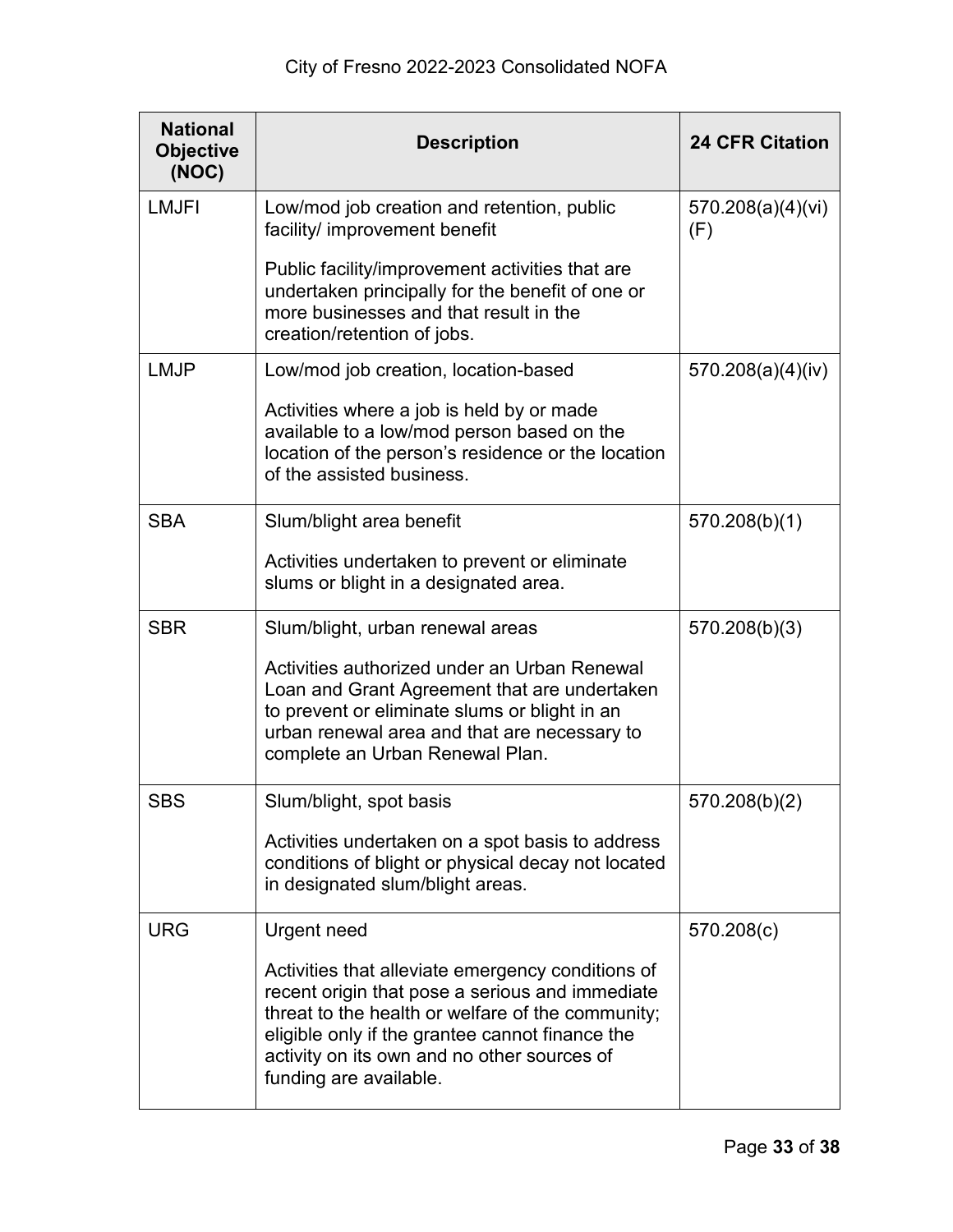| National Objective (NOC) | Description | 24 CFR Citation |
| --- | --- | --- |
| LMJFI | Low/mod job creation and retention, public facility/ improvement benefit<br><br>Public facility/improvement activities that are undertaken principally for the benefit of one or more businesses and that result in the creation/retention of jobs. | 570.208(a)(4)(vi)(F) |
| LMJP | Low/mod job creation, location-based<br><br>Activities where a job is held by or made available to a low/mod person based on the location of the person's residence or the location of the assisted business. | 570.208(a)(4)(iv) |
| SBA | Slum/blight area benefit<br><br>Activities undertaken to prevent or eliminate slums or blight in a designated area. | 570.208(b)(1) |
| SBR | Slum/blight, urban renewal areas<br><br>Activities authorized under an Urban Renewal Loan and Grant Agreement that are undertaken to prevent or eliminate slums or blight in an urban renewal area and that are necessary to complete an Urban Renewal Plan. | 570.208(b)(3) |
| SBS | Slum/blight, spot basis<br><br>Activities undertaken on a spot basis to address conditions of blight or physical decay not located in designated slum/blight areas. | 570.208(b)(2) |
| URG | Urgent need<br><br>Activities that alleviate emergency conditions of recent origin that pose a serious and immediate threat to the health or welfare of the community; eligible only if the grantee cannot finance the activity on its own and no other sources of funding are available. | 570.208(c) |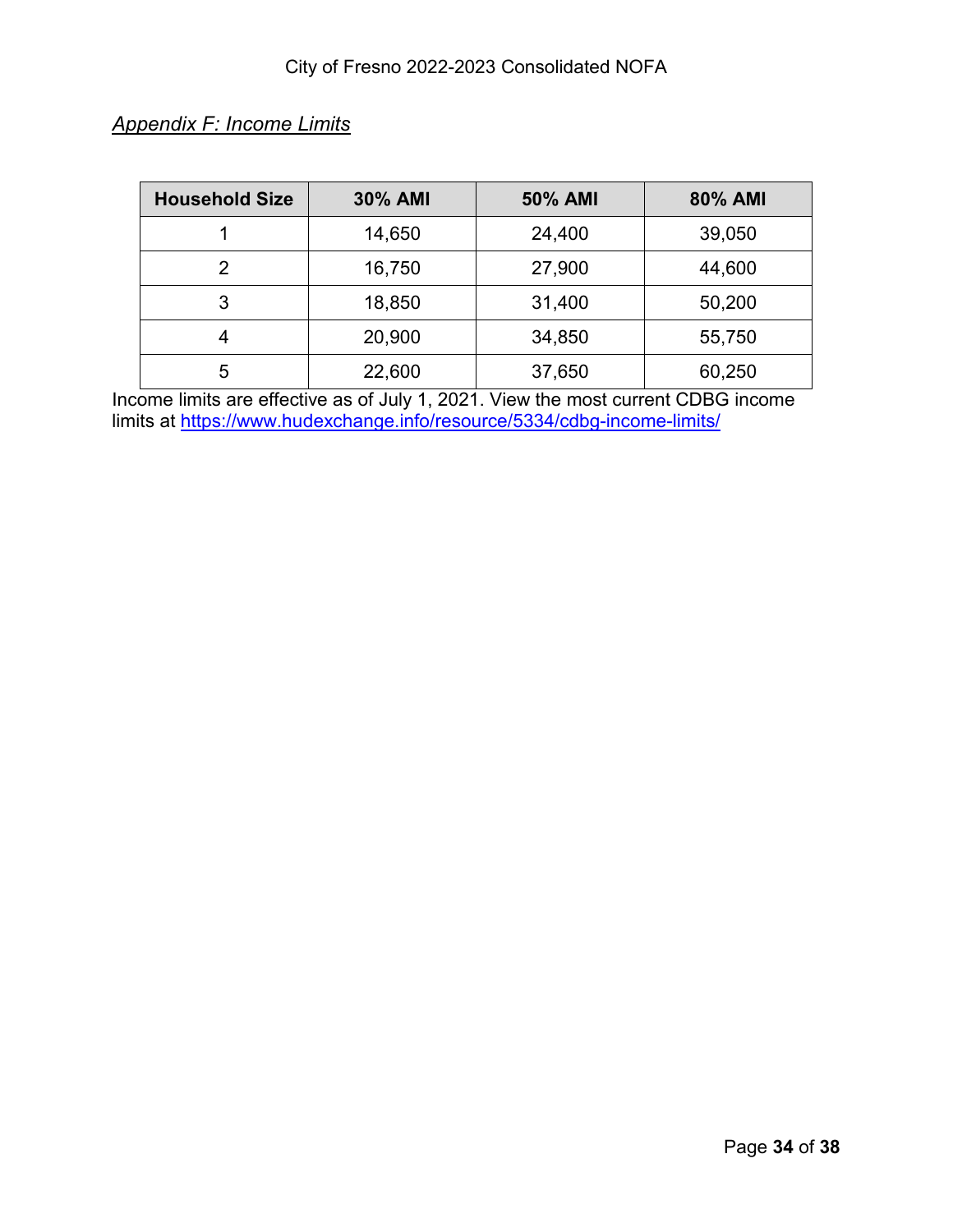## *Appendix F: Income Limits*

| Household Size | 30% AMI | 50% AMI | 80% AMI |
|---|---|---|---|
| 1 | 14,650 | 24,400 | 39,050 |
| 2 | 16,750 | 27,900 | 44,600 |
| 3 | 18,850 | 31,400 | 50,200 |
| 4 | 20,900 | 34,850 | 55,750 |
| 5 | 22,600 | 37,650 | 60,250 |

Income limits are effective as of July 1, 2021. View the most current CDBG income limits at https://www.hudexchange.info/resource/5334/cdbg-income-limits/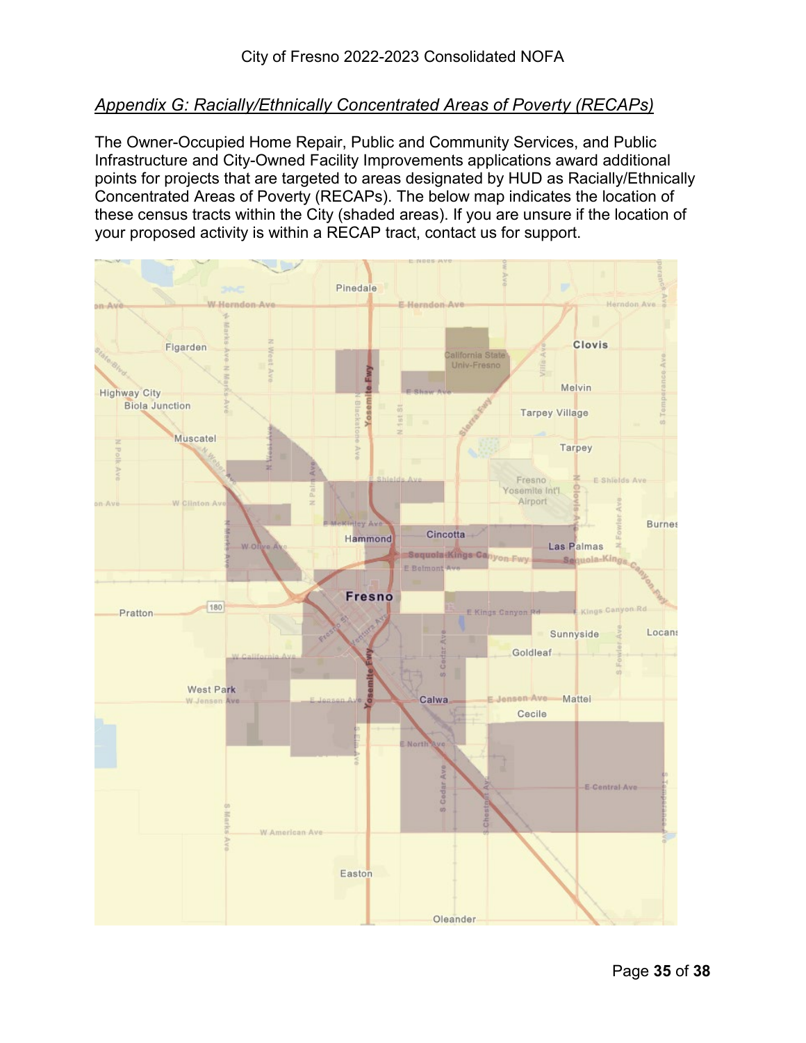## *Appendix G: Racially/Ethnically Concentrated Areas of Poverty (RECAPs)*

The Owner-Occupied Home Repair, Public and Community Services, and Public Infrastructure and City-Owned Facility Improvements applications award additional points for projects that are targeted to areas designated by HUD as Racially/Ethnically Concentrated Areas of Poverty (RECAPs). The below map indicates the location of these census tracts within the City (shaded areas). If you are unsure if the location of your proposed activity is within a RECAP tract, contact us for support.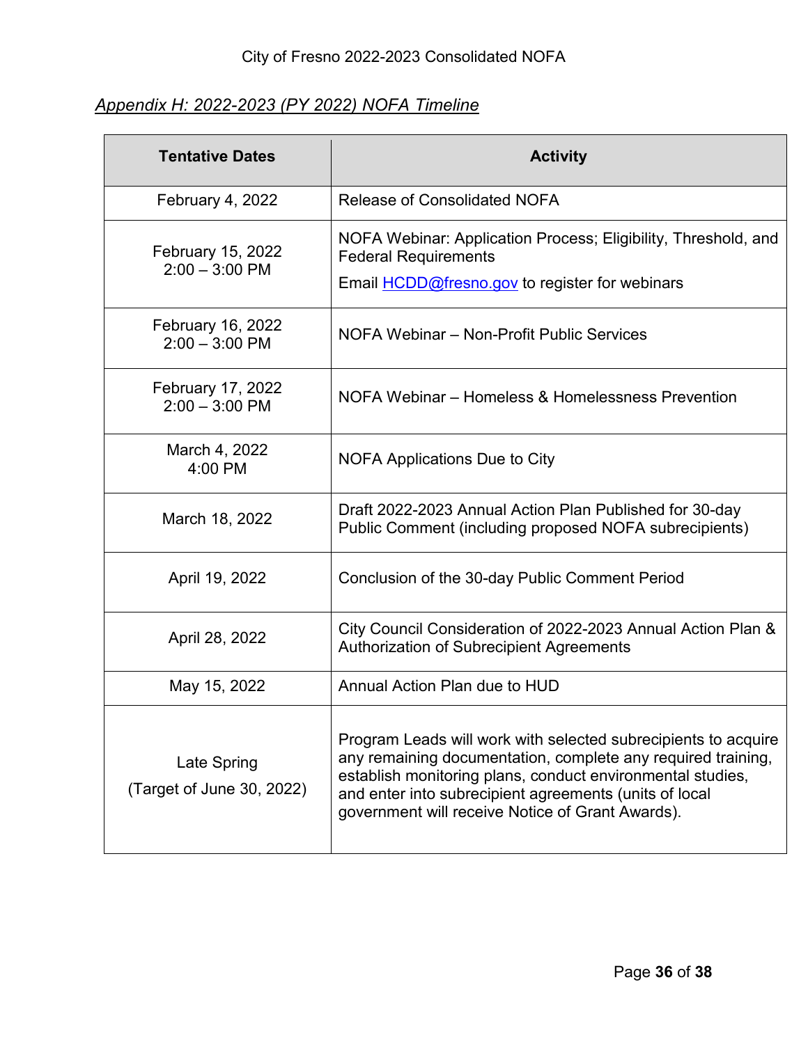*Appendix H: 2022-2023 (PY 2022) NOFA Timeline*

| Tentative Dates | Activity |
|---|---|
| February 4, 2022 | Release of Consolidated NOFA |
| February 15, 2022<br>2:00 – 3:00 PM | NOFA Webinar: Application Process; Eligibility, Threshold, and Federal Requirements<br>Email [HCDD@fresno.gov](mailto:HCDD@fresno.gov) to register for webinars |
| February 16, 2022<br>2:00 – 3:00 PM | NOFA Webinar – Non-Profit Public Services |
| February 17, 2022<br>2:00 – 3:00 PM | NOFA Webinar – Homeless & Homelessness Prevention |
| March 4, 2022<br>4:00 PM | NOFA Applications Due to City |
| March 18, 2022 | Draft 2022-2023 Annual Action Plan Published for 30-day Public Comment (including proposed NOFA subrecipients) |
| April 19, 2022 | Conclusion of the 30-day Public Comment Period |
| April 28, 2022 | City Council Consideration of 2022-2023 Annual Action Plan & Authorization of Subrecipient Agreements |
| May 15, 2022 | Annual Action Plan due to HUD |
| Late Spring<br>(Target of June 30, 2022) | Program Leads will work with selected subrecipients to acquire any remaining documentation, complete any required training, establish monitoring plans, conduct environmental studies, and enter into subrecipient agreements (units of local government will receive Notice of Grant Awards). |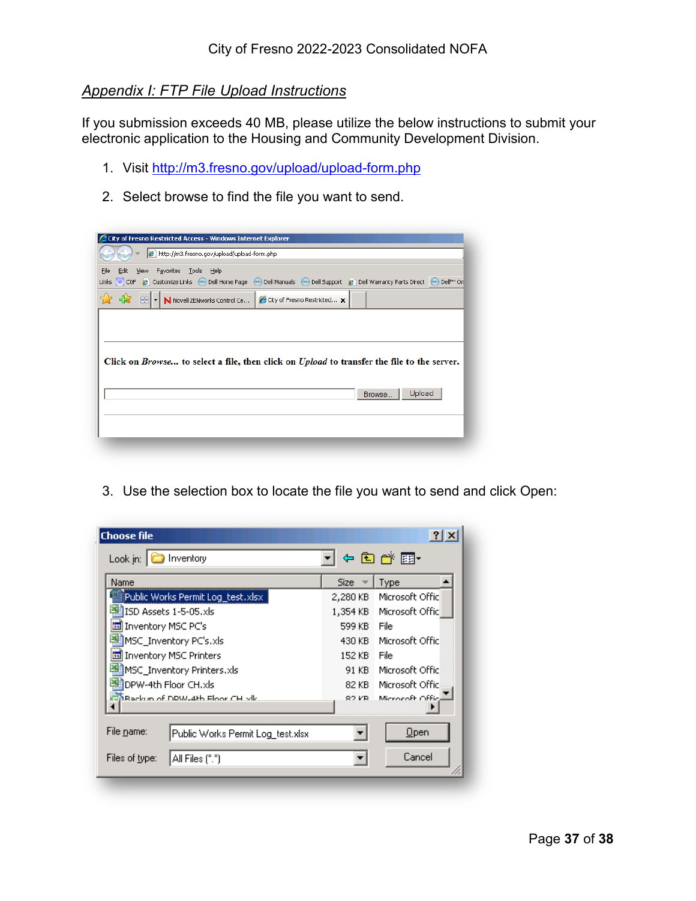## *Appendix I: FTP File Upload Instructions*

If you submission exceeds 40 MB, please utilize the below instructions to submit your electronic application to the Housing and Community Development Division.

1. Visit http://m3.fresno.gov/upload/upload-form.php
2. Select browse to find the file you want to send.
3. Use the selection box to locate the file you want to send and click Open: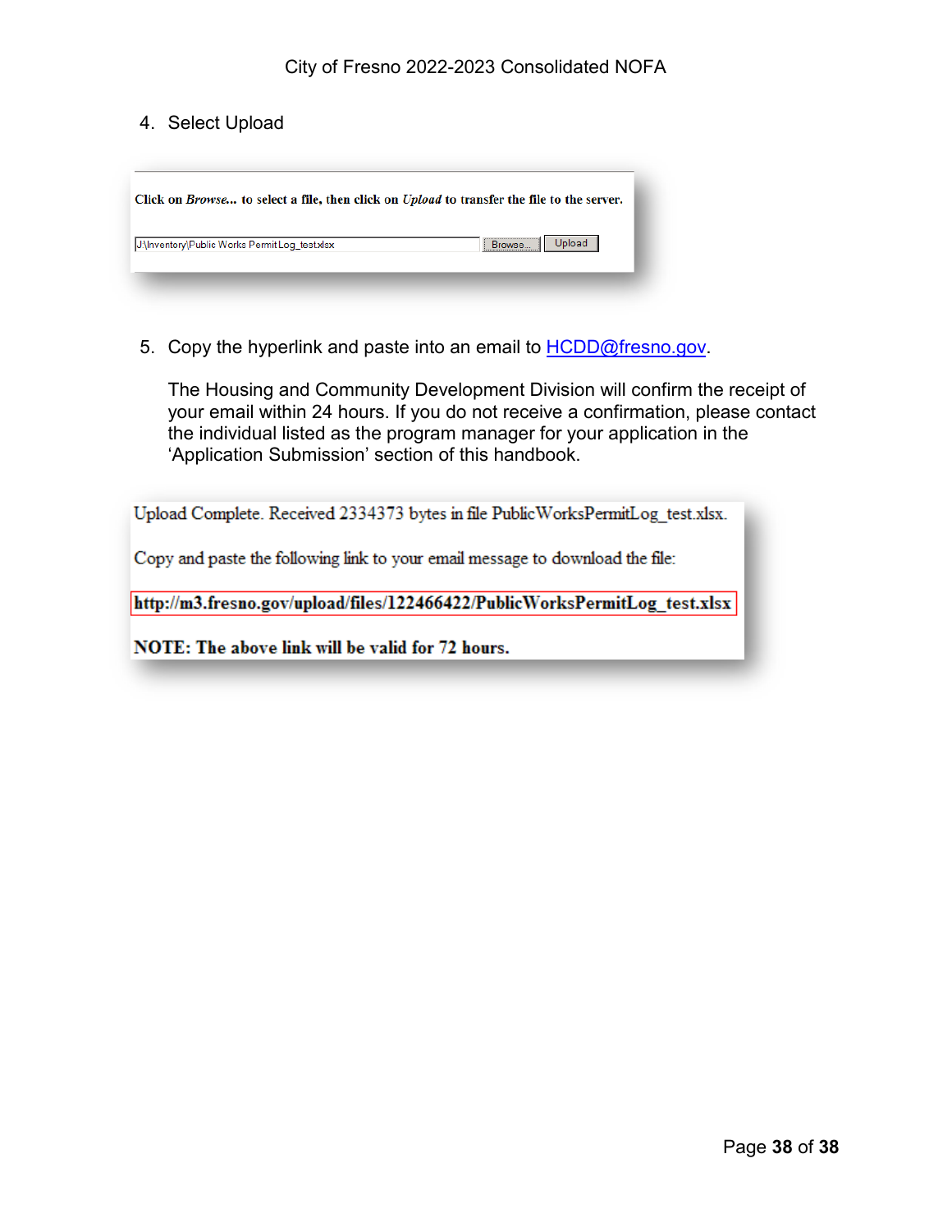4. Select Upload

Click on *Browse...* to select a file, then click on *Upload* to transfer the file to the server.

J:\Inventory\Public Works PermitLog_test.xlsx Browse... Upload

5. Copy the hyperlink and paste into an email to HCDD@fresno.gov.

   The Housing and Community Development Division will confirm the receipt of your email within 24 hours. If you do not receive a confirmation, please contact the individual listed as the program manager for your application in the 'Application Submission' section of this handbook.

Upload Complete. Received 2334373 bytes in file PublicWorksPermitLog_test.xlsx.

Copy and paste the following link to your email message to download the file:

**http://m3.fresno.gov/upload/files/122466422/PublicWorksPermitLog_test.xlsx**

**NOTE: The above link will be valid for 72 hours.**